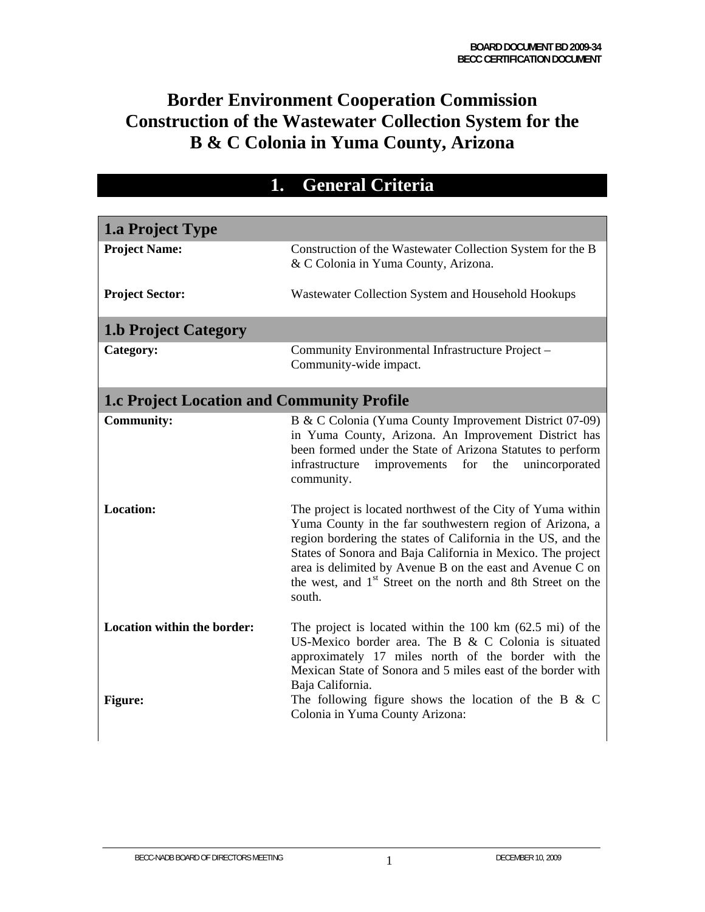# Border Environment Cooperation Commission Construction of the Wastewater Collection System for the B & C Colonia in Yuma County, Arizona

## 1. General Criteria

### 1.a Project Type

| | |
|---|---|
| **Project Name:** | Construction of the Wastewater Collection System for the B & C Colonia in Yuma County, Arizona. |
| **Project Sector:** | Wastewater Collection System and Household Hookups |

### 1.b Project Category

| | |
|---|---|
| **Category:** | Community Environmental Infrastructure Project – Community-wide impact. |

### 1.c Project Location and Community Profile

| | |
|---|---|
| **Community:** | B & C Colonia (Yuma County Improvement District 07-09) in Yuma County, Arizona. An Improvement District has been formed under the State of Arizona Statutes to perform infrastructure improvements for the unincorporated community. |
| **Location:** | The project is located northwest of the City of Yuma within Yuma County in the far southwestern region of Arizona, a region bordering the states of California in the US, and the States of Sonora and Baja California in Mexico. The project area is delimited by Avenue B on the east and Avenue C on the west, and 1st Street on the north and 8th Street on the south. |
| **Location within the border:** | The project is located within the 100 km (62.5 mi) of the US-Mexico border area. The B & C Colonia is situated approximately 17 miles north of the border with the Mexican State of Sonora and 5 miles east of the border with Baja California. |
| **Figure:** | The following figure shows the location of the B & C Colonia in Yuma County Arizona: |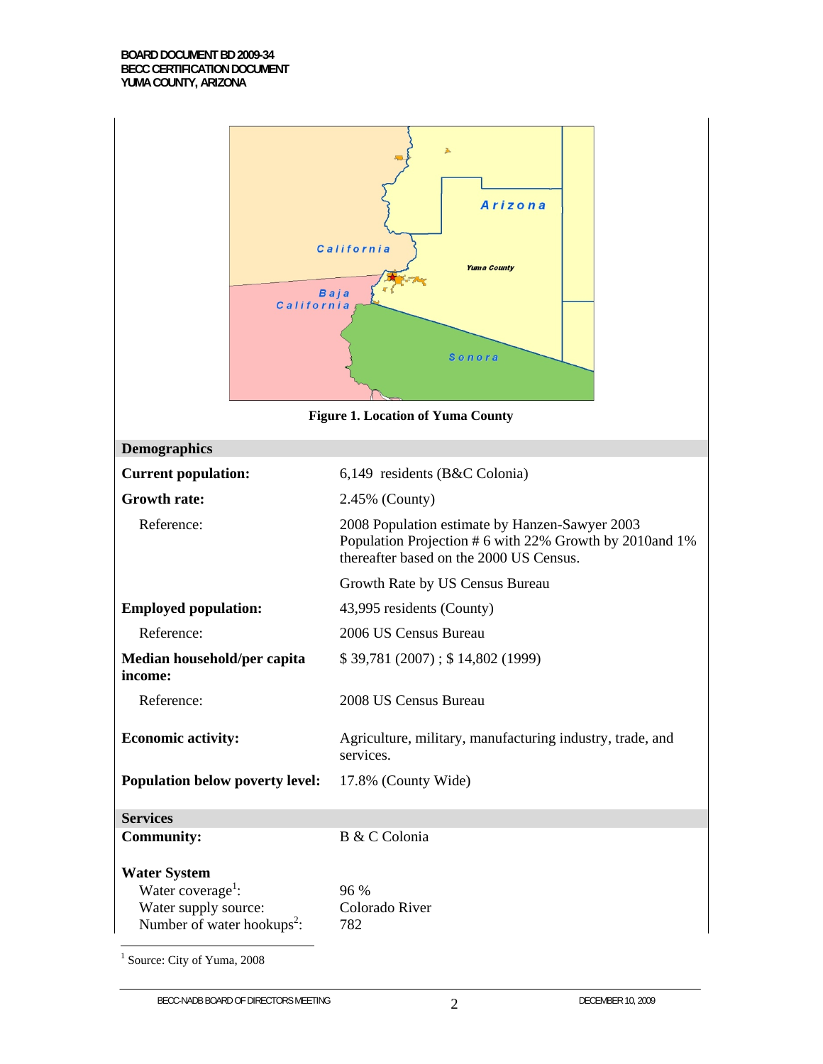Figure 1. Location of Yuma County

| **Demographics** | |
|---|---|
| **Current population:** | 6,149 residents (B&C Colonia) |
| **Growth rate:** | 2.45% (County) |
| Reference: | 2008 Population estimate by Hanzen-Sawyer 2003 Population Projection # 6 with 22% Growth by 2010and 1% thereafter based on the 2000 US Census. |
| | Growth Rate by US Census Bureau |
| **Employed population:** | 43,995 residents (County) |
| Reference: | 2006 US Census Bureau |
| **Median household/per capita income:** | $ 39,781 (2007) ; $ 14,802 (1999) |
| Reference: | 2008 US Census Bureau |
| **Economic activity:** | Agriculture, military, manufacturing industry, trade, and services. |
| **Population below poverty level:** | 17.8% (County Wide) |

| **Services** | |
|---|---|
| **Community:** | B & C Colonia |
| **Water System** | |
| Water coverage[1]: | 96 % |
| Water supply source: | Colorado River |
| Number of water hookups[2]: | 782 |

[1] Source: City of Yuma, 2008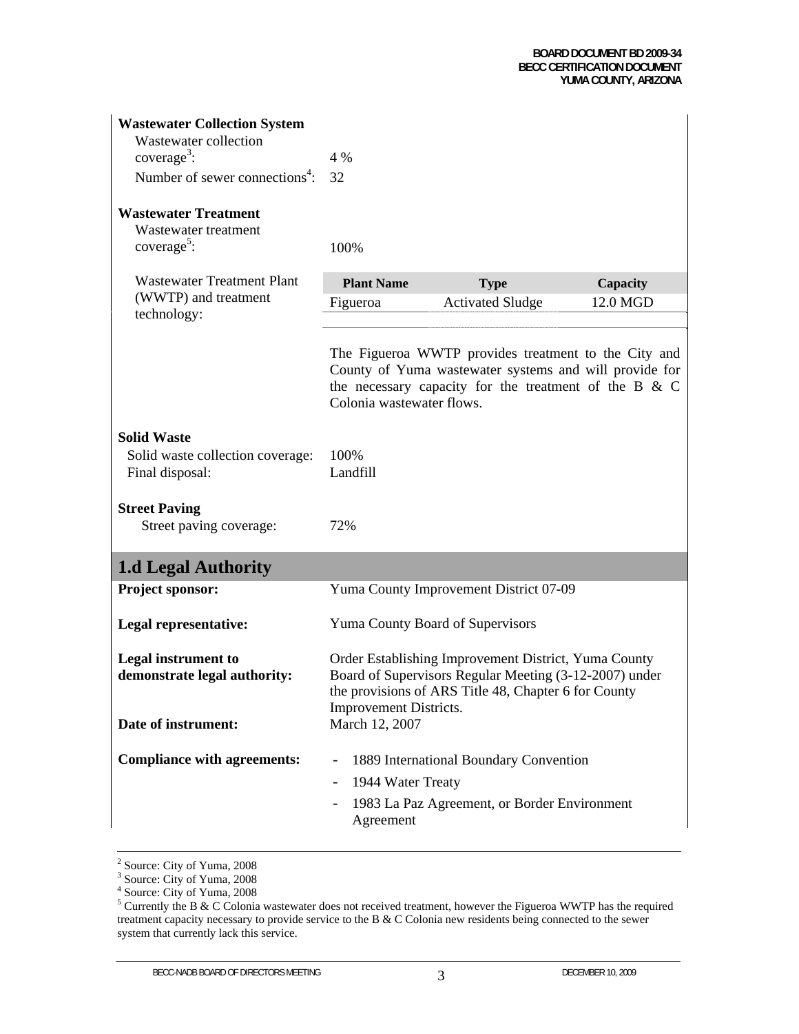**Wastewater Collection System**

Wastewater collection coverage[3]: 4 %

Number of sewer connections[4]: 32

**Wastewater Treatment**

Wastewater treatment coverage[5]: 100%

Wastewater Treatment Plant (WWTP) and treatment technology:

| Plant Name | Type | Capacity |
|---|---|---|
| Figueroa | Activated Sludge | 12.0 MGD |

The Figueroa WWTP provides treatment to the City and County of Yuma wastewater systems and will provide for the necessary capacity for the treatment of the B & C Colonia wastewater flows.

**Solid Waste**

Solid waste collection coverage: 100%

Final disposal: Landfill

**Street Paving**

Street paving coverage: 72%

## 1.d Legal Authority

**Project sponsor:** Yuma County Improvement District 07-09

**Legal representative:** Yuma County Board of Supervisors

**Legal instrument to demonstrate legal authority:** Order Establishing Improvement District, Yuma County Board of Supervisors Regular Meeting (3-12-2007) under the provisions of ARS Title 48, Chapter 6 for County Improvement Districts.

**Date of instrument:** March 12, 2007

**Compliance with agreements:**

- 1889 International Boundary Convention
- 1944 Water Treaty
- 1983 La Paz Agreement, or Border Environment Agreement

---

[2] Source: City of Yuma, 2008

[3] Source: City of Yuma, 2008

[4] Source: City of Yuma, 2008

[5] Currently the B & C Colonia wastewater does not received treatment, however the Figueroa WWTP has the required treatment capacity necessary to provide service to the B & C Colonia new residents being connected to the sewer system that currently lack this service.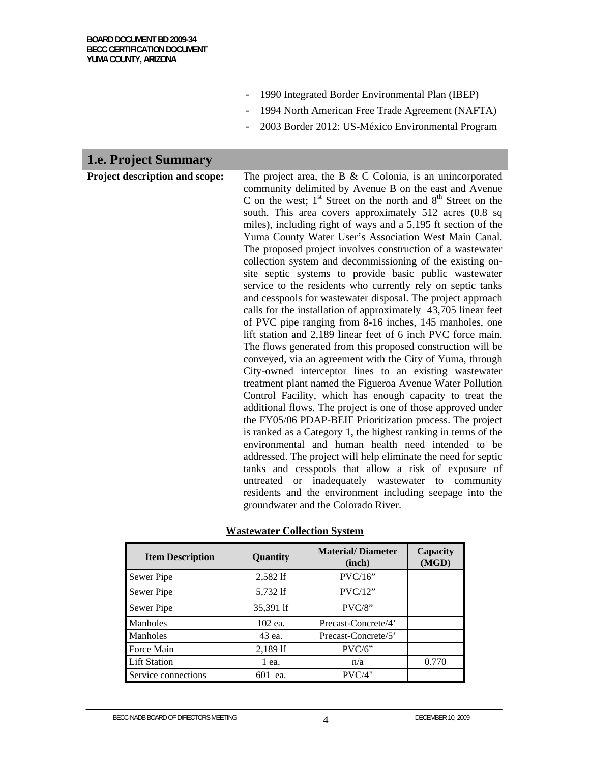- 1990 Integrated Border Environmental Plan (IBEP)
- 1994 North American Free Trade Agreement (NAFTA)
- 2003 Border 2012: US-México Environmental Program

## 1.e. Project Summary

**Project description and scope:** The project area, the B & C Colonia, is an unincorporated community delimited by Avenue B on the east and Avenue C on the west; 1st Street on the north and 8th Street on the south. This area covers approximately 512 acres (0.8 sq miles), including right of ways and a 5,195 ft section of the Yuma County Water User's Association West Main Canal. The proposed project involves construction of a wastewater collection system and decommissioning of the existing on-site septic systems to provide basic public wastewater service to the residents who currently rely on septic tanks and cesspools for wastewater disposal. The project approach calls for the installation of approximately 43,705 linear feet of PVC pipe ranging from 8-16 inches, 145 manholes, one lift station and 2,189 linear feet of 6 inch PVC force main. The flows generated from this proposed construction will be conveyed, via an agreement with the City of Yuma, through City-owned interceptor lines to an existing wastewater treatment plant named the Figueroa Avenue Water Pollution Control Facility, which has enough capacity to treat the additional flows. The project is one of those approved under the FY05/06 PDAP-BEIF Prioritization process. The project is ranked as a Category 1, the highest ranking in terms of the environmental and human health need intended to be addressed. The project will help eliminate the need for septic tanks and cesspools that allow a risk of exposure of untreated or inadequately wastewater to community residents and the environment including seepage into the groundwater and the Colorado River.

**Wastewater Collection System**

| Item Description | Quantity | Material/ Diameter (inch) | Capacity (MGD) |
|---|---|---|---|
| Sewer Pipe | 2,582 lf | PVC/16" | |
| Sewer Pipe | 5,732 lf | PVC/12" | |
| Sewer Pipe | 35,391 lf | PVC/8" | |
| Manholes | 102 ea. | Precast-Concrete/4' | |
| Manholes | 43 ea. | Precast-Concrete/5' | |
| Force Main | 2,189 lf | PVC/6" | |
| Lift Station | 1 ea. | n/a | 0.770 |
| Service connections | 601 ea. | PVC/4" | |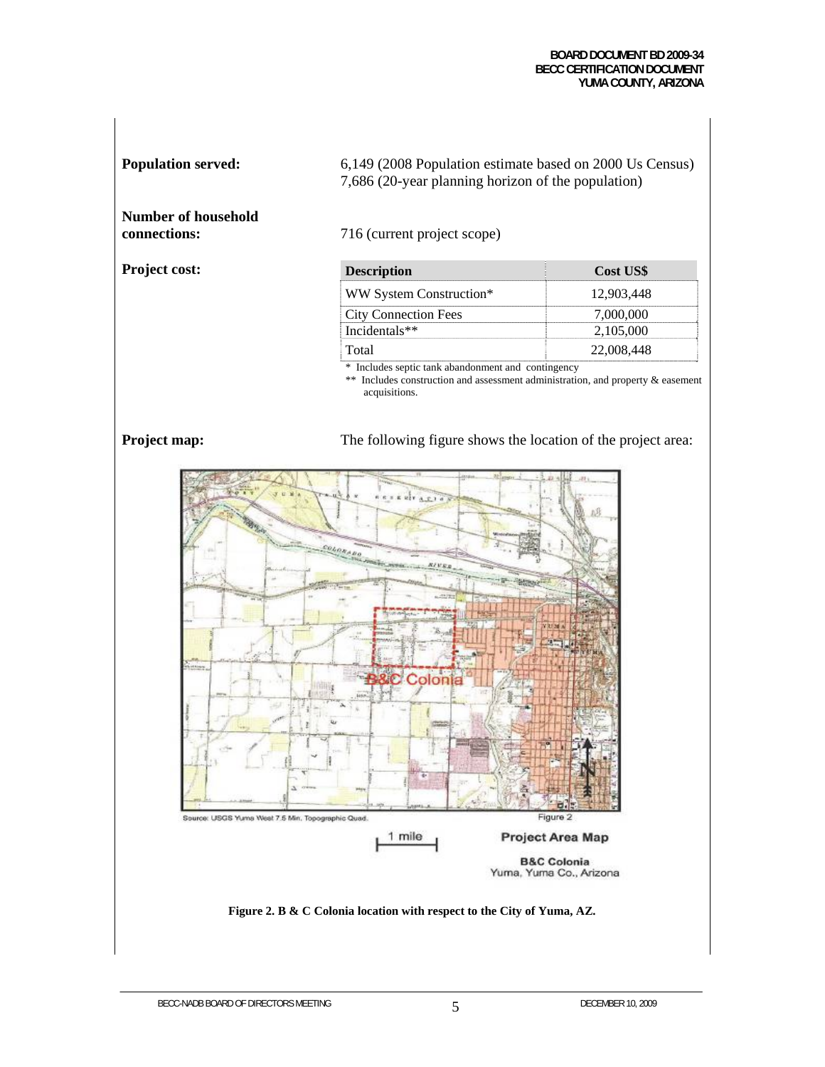**Population served:** 6,149 (2008 Population estimate based on 2000 Us Census)
7,686 (20-year planning horizon of the population)

**Number of household connections:** 716 (current project scope)

**Project cost:**

| Description | Cost US$ |
|---|---|
| WW System Construction* | 12,903,448 |
| City Connection Fees | 7,000,000 |
| Incidentals** | 2,105,000 |
| Total | 22,008,448 |

\* Includes septic tank abandonment and contingency
\** Includes construction and assessment administration, and property & easement acquisitions.

**Project map:** The following figure shows the location of the project area:

**Figure 2. B & C Colonia location with respect to the City of Yuma, AZ.**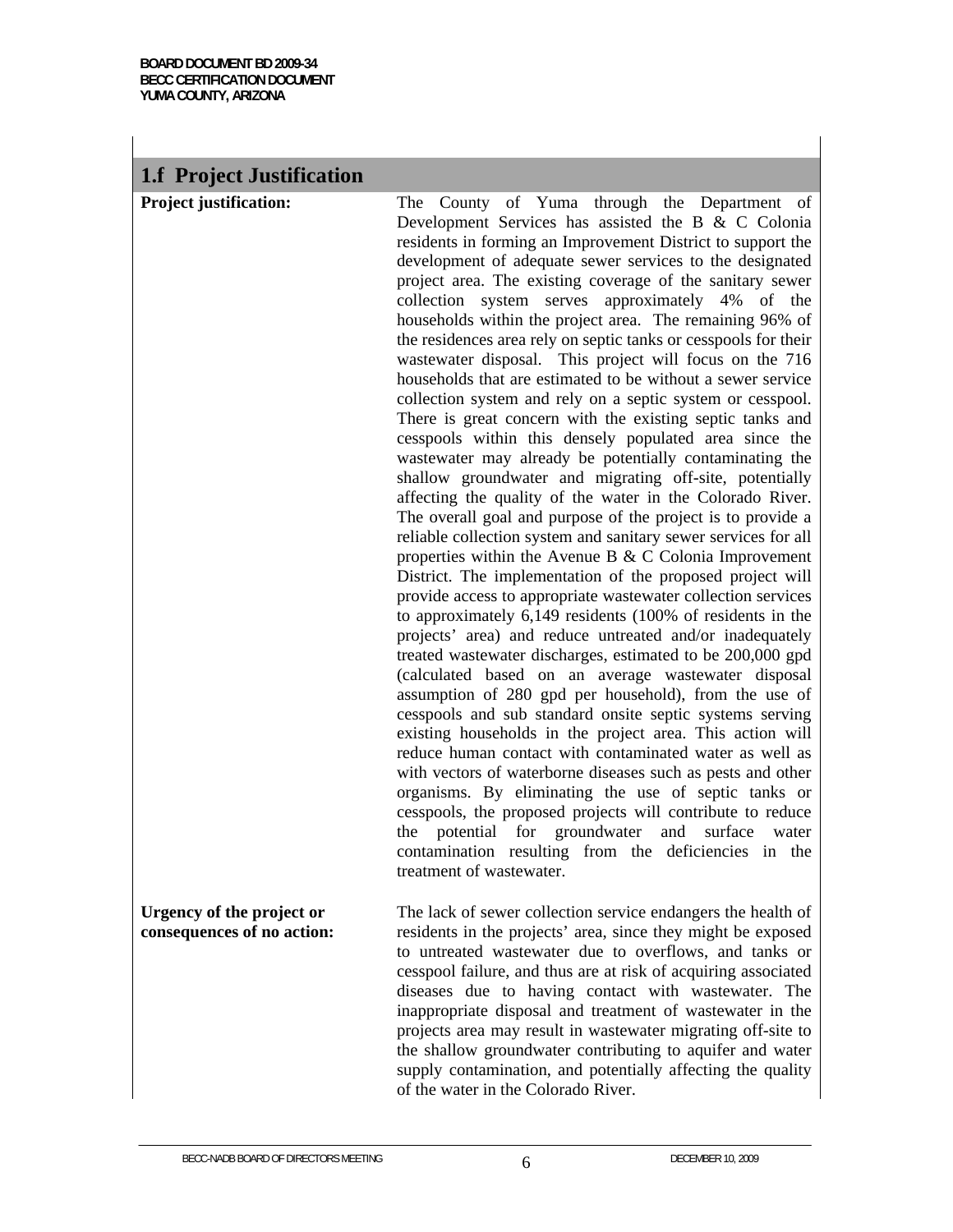## 1.f Project Justification

| | |
|---|---|
| **Project justification:** | The County of Yuma through the Department of Development Services has assisted the B & C Colonia residents in forming an Improvement District to support the development of adequate sewer services to the designated project area. The existing coverage of the sanitary sewer collection system serves approximately 4% of the households within the project area. The remaining 96% of the residences area rely on septic tanks or cesspools for their wastewater disposal. This project will focus on the 716 households that are estimated to be without a sewer service collection system and rely on a septic system or cesspool. There is great concern with the existing septic tanks and cesspools within this densely populated area since the wastewater may already be potentially contaminating the shallow groundwater and migrating off-site, potentially affecting the quality of the water in the Colorado River. The overall goal and purpose of the project is to provide a reliable collection system and sanitary sewer services for all properties within the Avenue B & C Colonia Improvement District. The implementation of the proposed project will provide access to appropriate wastewater collection services to approximately 6,149 residents (100% of residents in the projects' area) and reduce untreated and/or inadequately treated wastewater discharges, estimated to be 200,000 gpd (calculated based on an average wastewater disposal assumption of 280 gpd per household), from the use of cesspools and sub standard onsite septic systems serving existing households in the project area. This action will reduce human contact with contaminated water as well as with vectors of waterborne diseases such as pests and other organisms. By eliminating the use of septic tanks or cesspools, the proposed projects will contribute to reduce the potential for groundwater and surface water contamination resulting from the deficiencies in the treatment of wastewater. |
| **Urgency of the project or consequences of no action:** | The lack of sewer collection service endangers the health of residents in the projects' area, since they might be exposed to untreated wastewater due to overflows, and tanks or cesspool failure, and thus are at risk of acquiring associated diseases due to having contact with wastewater. The inappropriate disposal and treatment of wastewater in the projects area may result in wastewater migrating off-site to the shallow groundwater contributing to aquifer and water supply contamination, and potentially affecting the quality of the water in the Colorado River. |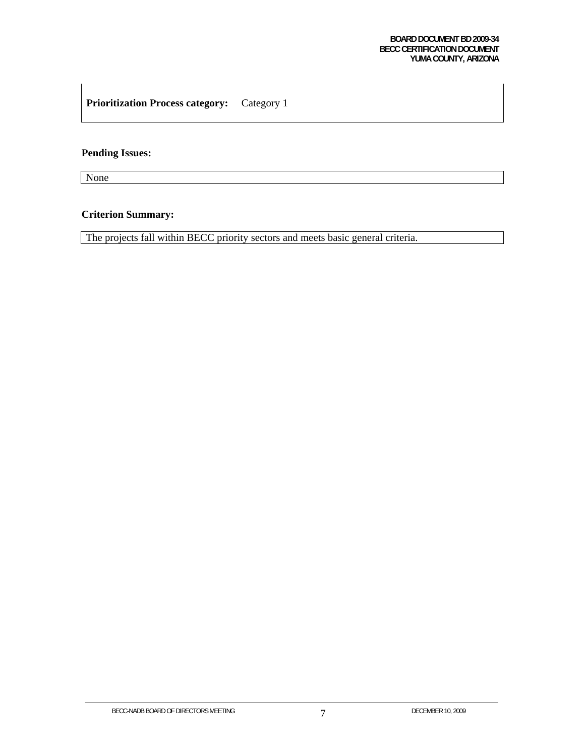**Prioritization Process category:** Category 1

**Pending Issues:**

None

**Criterion Summary:**

The projects fall within BECC priority sectors and meets basic general criteria.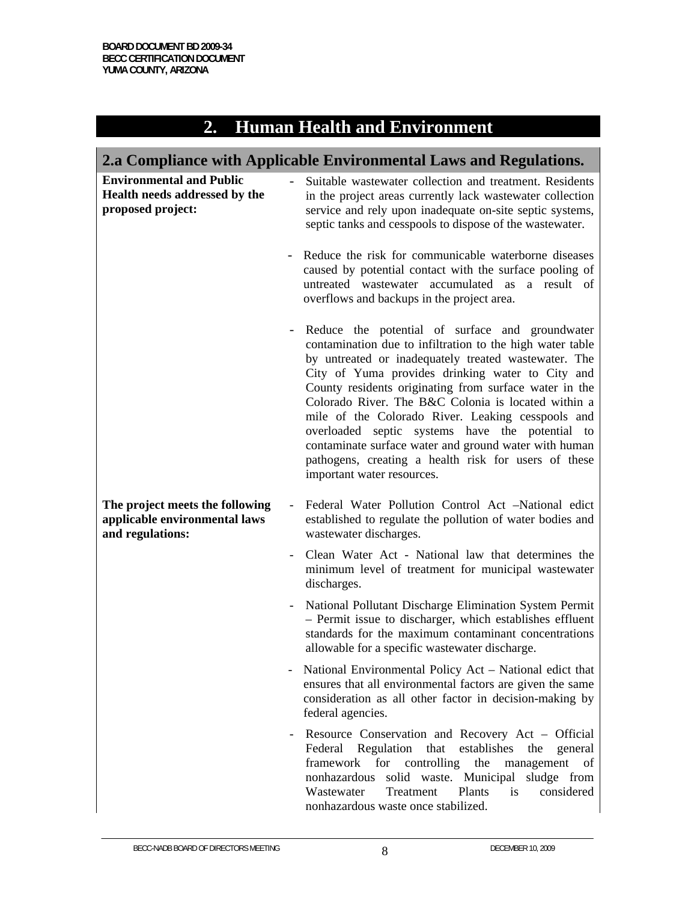## 2. Human Health and Environment

### 2.a Compliance with Applicable Environmental Laws and Regulations.

**Environmental and Public Health needs addressed by the proposed project:**

- Suitable wastewater collection and treatment. Residents in the project areas currently lack wastewater collection service and rely upon inadequate on-site septic systems, septic tanks and cesspools to dispose of the wastewater.
- Reduce the risk for communicable waterborne diseases caused by potential contact with the surface pooling of untreated wastewater accumulated as a result of overflows and backups in the project area.
- Reduce the potential of surface and groundwater contamination due to infiltration to the high water table by untreated or inadequately treated wastewater. The City of Yuma provides drinking water to City and County residents originating from surface water in the Colorado River. The B&C Colonia is located within a mile of the Colorado River. Leaking cesspools and overloaded septic systems have the potential to contaminate surface water and ground water with human pathogens, creating a health risk for users of these important water resources.

**The project meets the following applicable environmental laws and regulations:**

- Federal Water Pollution Control Act –National edict established to regulate the pollution of water bodies and wastewater discharges.
- Clean Water Act - National law that determines the minimum level of treatment for municipal wastewater discharges.
- National Pollutant Discharge Elimination System Permit – Permit issue to discharger, which establishes effluent standards for the maximum contaminant concentrations allowable for a specific wastewater discharge.
- National Environmental Policy Act – National edict that ensures that all environmental factors are given the same consideration as all other factor in decision-making by federal agencies.
- Resource Conservation and Recovery Act – Official Federal Regulation that establishes the general framework for controlling the management of nonhazardous solid waste. Municipal sludge from Wastewater Treatment Plants is considered nonhazardous waste once stabilized.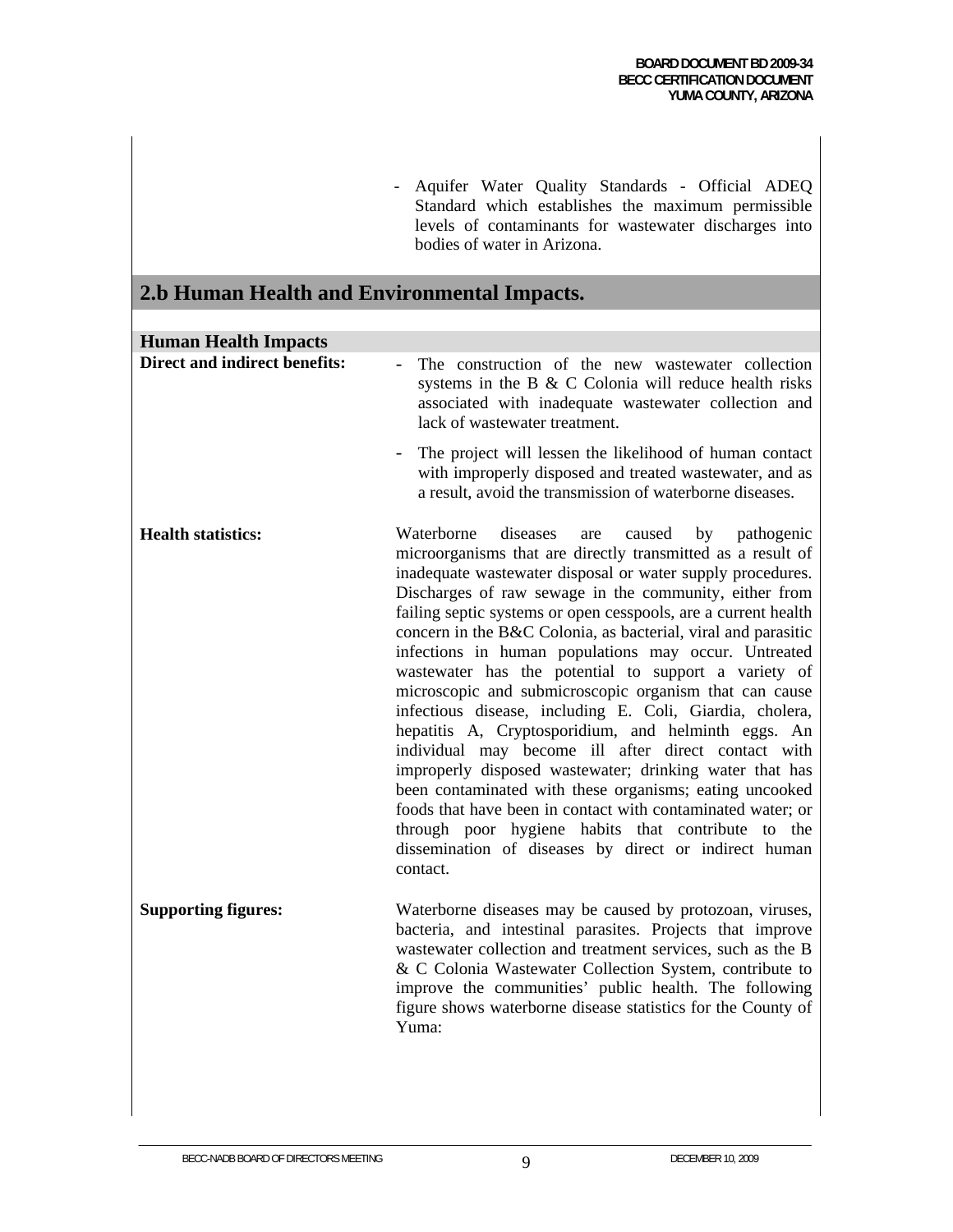- Aquifer Water Quality Standards - Official ADEQ Standard which establishes the maximum permissible levels of contaminants for wastewater discharges into bodies of water in Arizona.

## 2.b Human Health and Environmental Impacts.

### Human Health Impacts

**Direct and indirect benefits:**

- The construction of the new wastewater collection systems in the B & C Colonia will reduce health risks associated with inadequate wastewater collection and lack of wastewater treatment.
- The project will lessen the likelihood of human contact with improperly disposed and treated wastewater, and as a result, avoid the transmission of waterborne diseases.

**Health statistics:**

Waterborne diseases are caused by pathogenic microorganisms that are directly transmitted as a result of inadequate wastewater disposal or water supply procedures. Discharges of raw sewage in the community, either from failing septic systems or open cesspools, are a current health concern in the B&C Colonia, as bacterial, viral and parasitic infections in human populations may occur. Untreated wastewater has the potential to support a variety of microscopic and submicroscopic organism that can cause infectious disease, including E. Coli, Giardia, cholera, hepatitis A, Cryptosporidium, and helminth eggs. An individual may become ill after direct contact with improperly disposed wastewater; drinking water that has been contaminated with these organisms; eating uncooked foods that have been in contact with contaminated water; or through poor hygiene habits that contribute to the dissemination of diseases by direct or indirect human contact.

**Supporting figures:**

Waterborne diseases may be caused by protozoan, viruses, bacteria, and intestinal parasites. Projects that improve wastewater collection and treatment services, such as the B & C Colonia Wastewater Collection System, contribute to improve the communities' public health. The following figure shows waterborne disease statistics for the County of Yuma: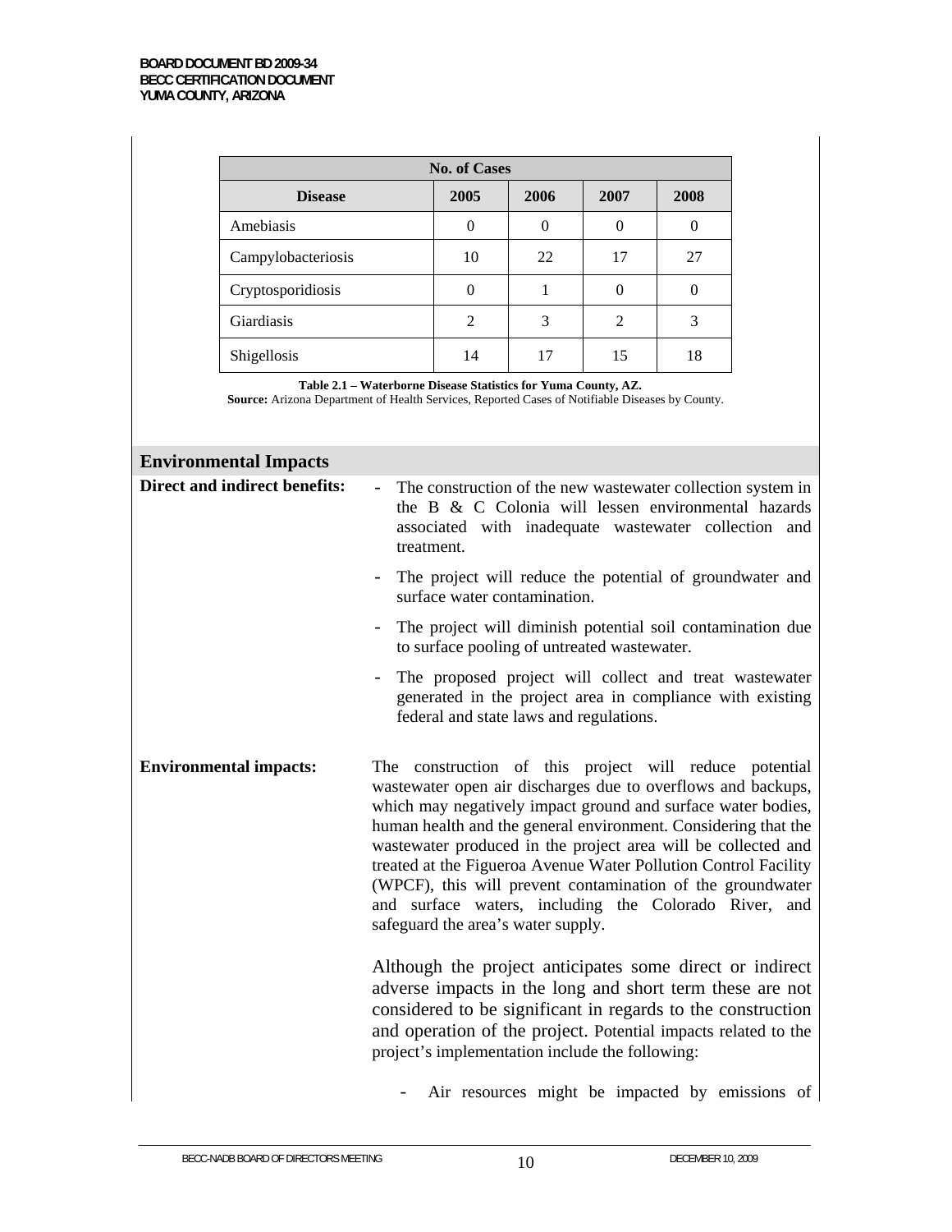| No. of Cases | | | | |
|---|---|---|---|---|
| **Disease** | **2005** | **2006** | **2007** | **2008** |
| Amebiasis | 0 | 0 | 0 | 0 |
| Campylobacteriosis | 10 | 22 | 17 | 27 |
| Cryptosporidiosis | 0 | 1 | 0 | 0 |
| Giardiasis | 2 | 3 | 2 | 3 |
| Shigellosis | 14 | 17 | 15 | 18 |

**Table 2.1 – Waterborne Disease Statistics for Yuma County, AZ.**
**Source:** Arizona Department of Health Services, Reported Cases of Notifiable Diseases by County.

## Environmental Impacts

**Direct and indirect benefits:**

- The construction of the new wastewater collection system in the B & C Colonia will lessen environmental hazards associated with inadequate wastewater collection and treatment.
- The project will reduce the potential of groundwater and surface water contamination.
- The project will diminish potential soil contamination due to surface pooling of untreated wastewater.
- The proposed project will collect and treat wastewater generated in the project area in compliance with existing federal and state laws and regulations.

**Environmental impacts:**

The construction of this project will reduce potential wastewater open air discharges due to overflows and backups, which may negatively impact ground and surface water bodies, human health and the general environment. Considering that the wastewater produced in the project area will be collected and treated at the Figueroa Avenue Water Pollution Control Facility (WPCF), this will prevent contamination of the groundwater and surface waters, including the Colorado River, and safeguard the area's water supply.

Although the project anticipates some direct or indirect adverse impacts in the long and short term these are not considered to be significant in regards to the construction and operation of the project. Potential impacts related to the project's implementation include the following:

- Air resources might be impacted by emissions of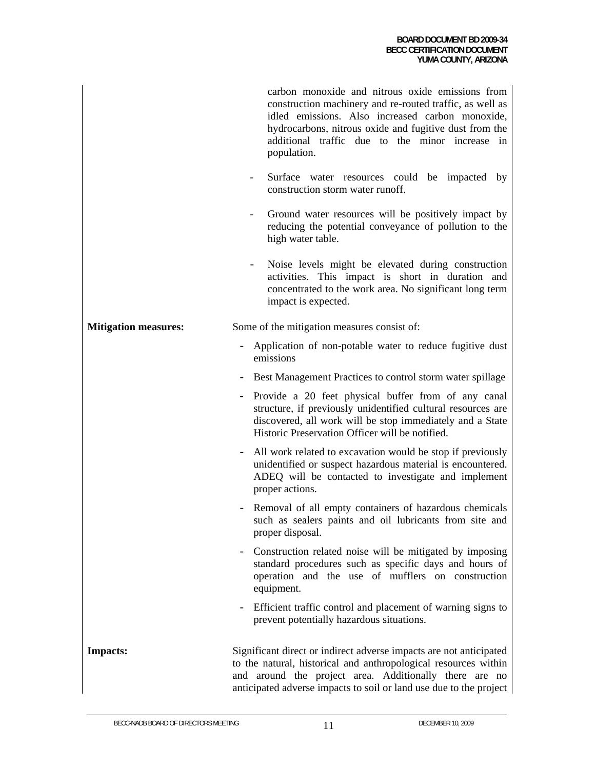carbon monoxide and nitrous oxide emissions from construction machinery and re-routed traffic, as well as idled emissions. Also increased carbon monoxide, hydrocarbons, nitrous oxide and fugitive dust from the additional traffic due to the minor increase in population.

- Surface water resources could be impacted by construction storm water runoff.

- Ground water resources will be positively impact by reducing the potential conveyance of pollution to the high water table.

- Noise levels might be elevated during construction activities. This impact is short in duration and concentrated to the work area. No significant long term impact is expected.

**Mitigation measures:** Some of the mitigation measures consist of:

- Application of non-potable water to reduce fugitive dust emissions
- Best Management Practices to control storm water spillage
- Provide a 20 feet physical buffer from of any canal structure, if previously unidentified cultural resources are discovered, all work will be stop immediately and a State Historic Preservation Officer will be notified.
- All work related to excavation would be stop if previously unidentified or suspect hazardous material is encountered. ADEQ will be contacted to investigate and implement proper actions.
- Removal of all empty containers of hazardous chemicals such as sealers paints and oil lubricants from site and proper disposal.
- Construction related noise will be mitigated by imposing standard procedures such as specific days and hours of operation and the use of mufflers on construction equipment.
- Efficient traffic control and placement of warning signs to prevent potentially hazardous situations.

**Impacts:** Significant direct or indirect adverse impacts are not anticipated to the natural, historical and anthropological resources within and around the project area. Additionally there are no anticipated adverse impacts to soil or land use due to the project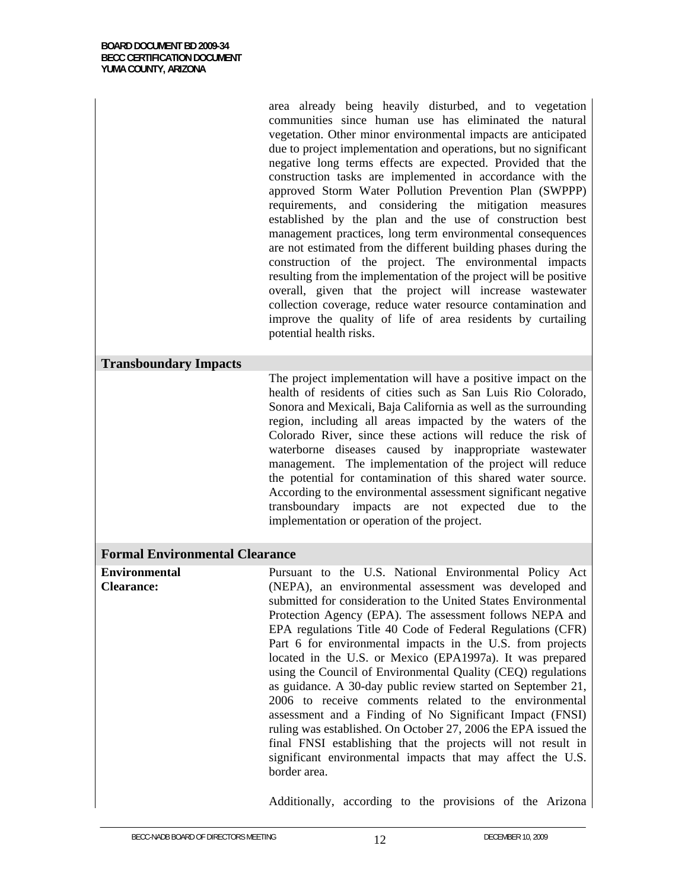area already being heavily disturbed, and to vegetation communities since human use has eliminated the natural vegetation. Other minor environmental impacts are anticipated due to project implementation and operations, but no significant negative long terms effects are expected. Provided that the construction tasks are implemented in accordance with the approved Storm Water Pollution Prevention Plan (SWPPP) requirements, and considering the mitigation measures established by the plan and the use of construction best management practices, long term environmental consequences are not estimated from the different building phases during the construction of the project. The environmental impacts resulting from the implementation of the project will be positive overall, given that the project will increase wastewater collection coverage, reduce water resource contamination and improve the quality of life of area residents by curtailing potential health risks.

## Transboundary Impacts

The project implementation will have a positive impact on the health of residents of cities such as San Luis Rio Colorado, Sonora and Mexicali, Baja California as well as the surrounding region, including all areas impacted by the waters of the Colorado River, since these actions will reduce the risk of waterborne diseases caused by inappropriate wastewater management. The implementation of the project will reduce the potential for contamination of this shared water source. According to the environmental assessment significant negative transboundary impacts are not expected due to the implementation or operation of the project.

## Formal Environmental Clearance

**Environmental Clearance:**

Pursuant to the U.S. National Environmental Policy Act (NEPA), an environmental assessment was developed and submitted for consideration to the United States Environmental Protection Agency (EPA). The assessment follows NEPA and EPA regulations Title 40 Code of Federal Regulations (CFR) Part 6 for environmental impacts in the U.S. from projects located in the U.S. or Mexico (EPA1997a). It was prepared using the Council of Environmental Quality (CEQ) regulations as guidance. A 30-day public review started on September 21, 2006 to receive comments related to the environmental assessment and a Finding of No Significant Impact (FNSI) ruling was established. On October 27, 2006 the EPA issued the final FNSI establishing that the projects will not result in significant environmental impacts that may affect the U.S. border area.

Additionally, according to the provisions of the Arizona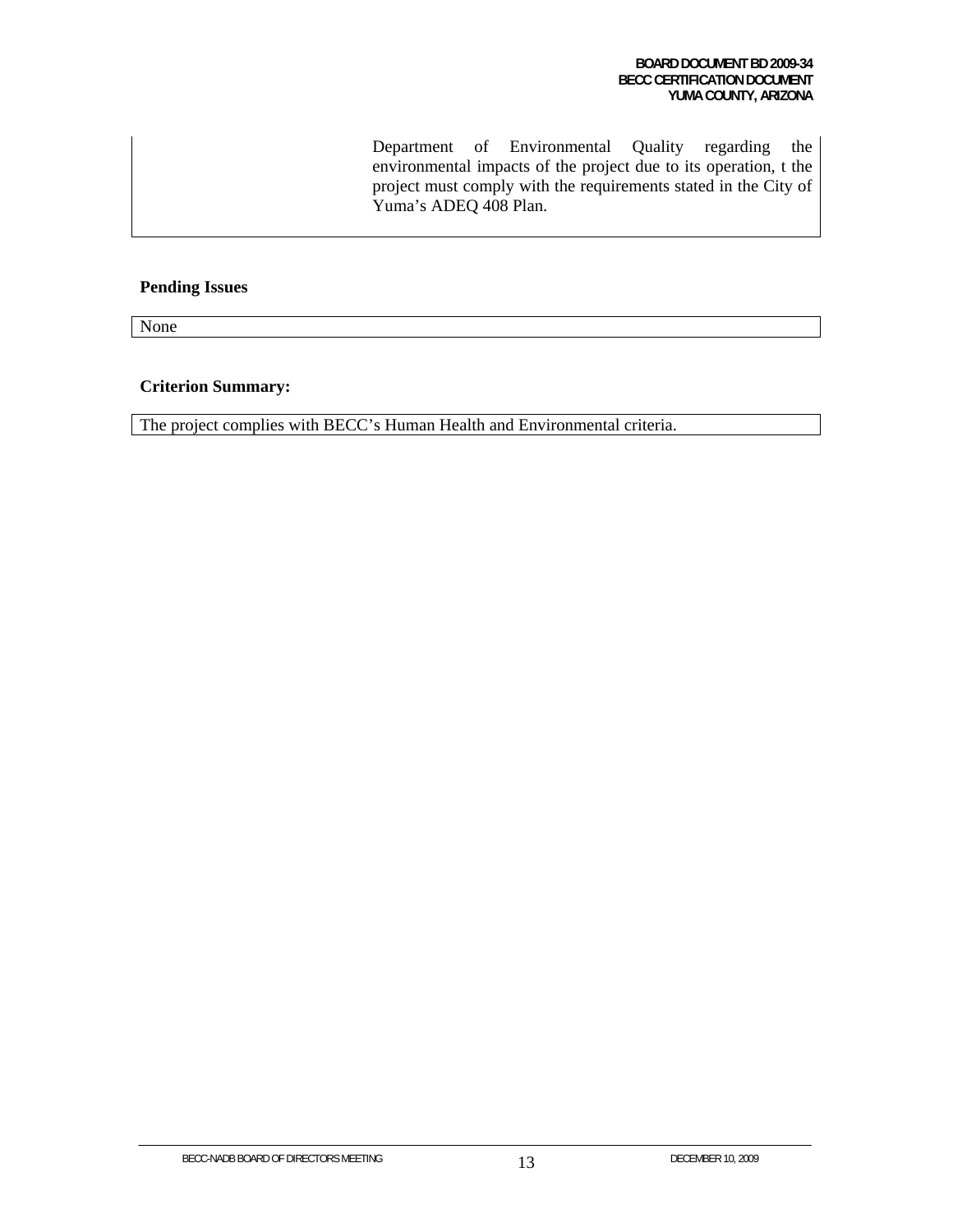| | |
|---|---|
| | Department of Environmental Quality regarding the environmental impacts of the project due to its operation, t the project must comply with the requirements stated in the City of Yuma's ADEQ 408 Plan. |

**Pending Issues**

| None |
|---|

**Criterion Summary:**

| The project complies with BECC's Human Health and Environmental criteria. |
|---|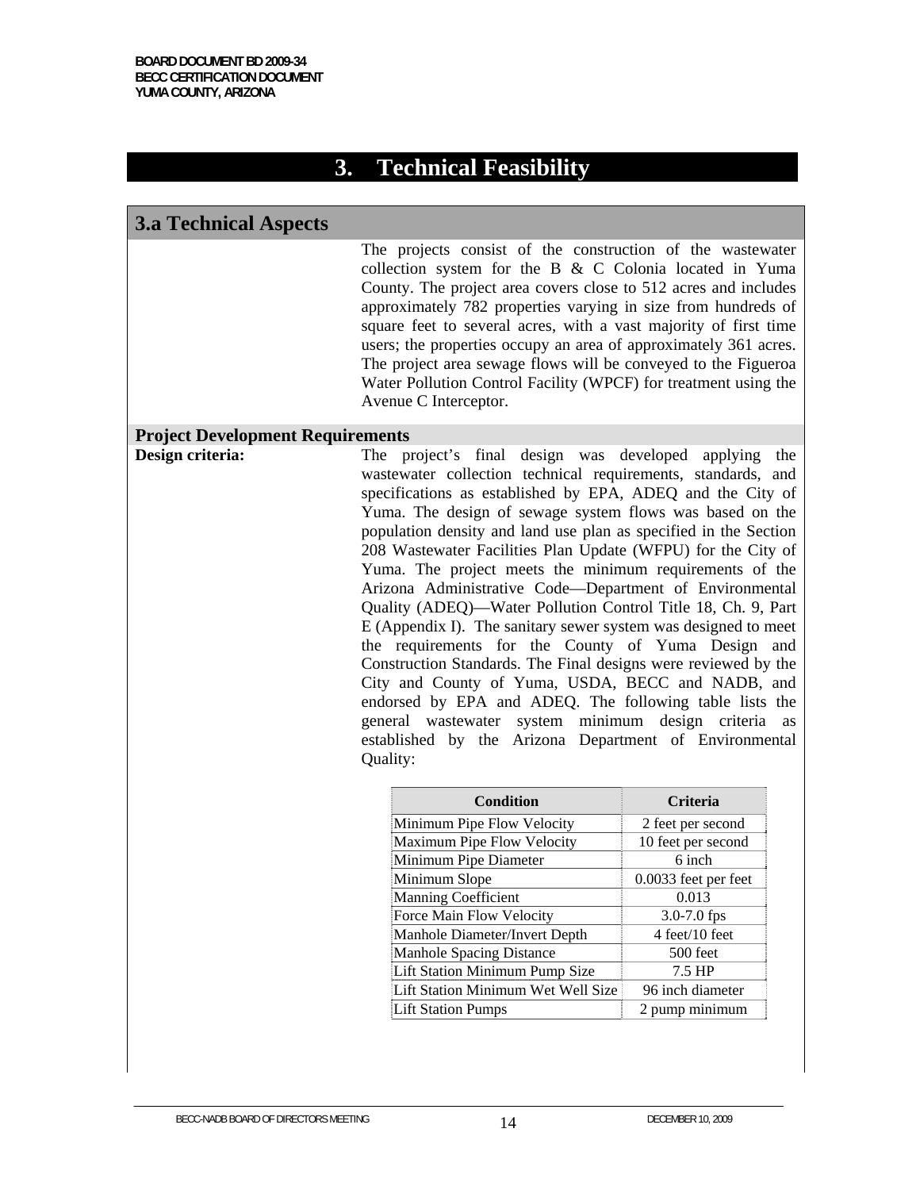# 3. Technical Feasibility

## 3.a Technical Aspects

The projects consist of the construction of the wastewater collection system for the B & C Colonia located in Yuma County. The project area covers close to 512 acres and includes approximately 782 properties varying in size from hundreds of square feet to several acres, with a vast majority of first time users; the properties occupy an area of approximately 361 acres. The project area sewage flows will be conveyed to the Figueroa Water Pollution Control Facility (WPCF) for treatment using the Avenue C Interceptor.

### Project Development Requirements

**Design criteria:** The project's final design was developed applying the wastewater collection technical requirements, standards, and specifications as established by EPA, ADEQ and the City of Yuma. The design of sewage system flows was based on the population density and land use plan as specified in the Section 208 Wastewater Facilities Plan Update (WFPU) for the City of Yuma. The project meets the minimum requirements of the Arizona Administrative Code—Department of Environmental Quality (ADEQ)—Water Pollution Control Title 18, Ch. 9, Part E (Appendix I). The sanitary sewer system was designed to meet the requirements for the County of Yuma Design and Construction Standards. The Final designs were reviewed by the City and County of Yuma, USDA, BECC and NADB, and endorsed by EPA and ADEQ. The following table lists the general wastewater system minimum design criteria as established by the Arizona Department of Environmental Quality:

| Condition | Criteria |
|---|---|
| Minimum Pipe Flow Velocity | 2 feet per second |
| Maximum Pipe Flow Velocity | 10 feet per second |
| Minimum Pipe Diameter | 6 inch |
| Minimum Slope | 0.0033 feet per feet |
| Manning Coefficient | 0.013 |
| Force Main Flow Velocity | 3.0-7.0 fps |
| Manhole Diameter/Invert Depth | 4 feet/10 feet |
| Manhole Spacing Distance | 500 feet |
| Lift Station Minimum Pump Size | 7.5 HP |
| Lift Station Minimum Wet Well Size | 96 inch diameter |
| Lift Station Pumps | 2 pump minimum |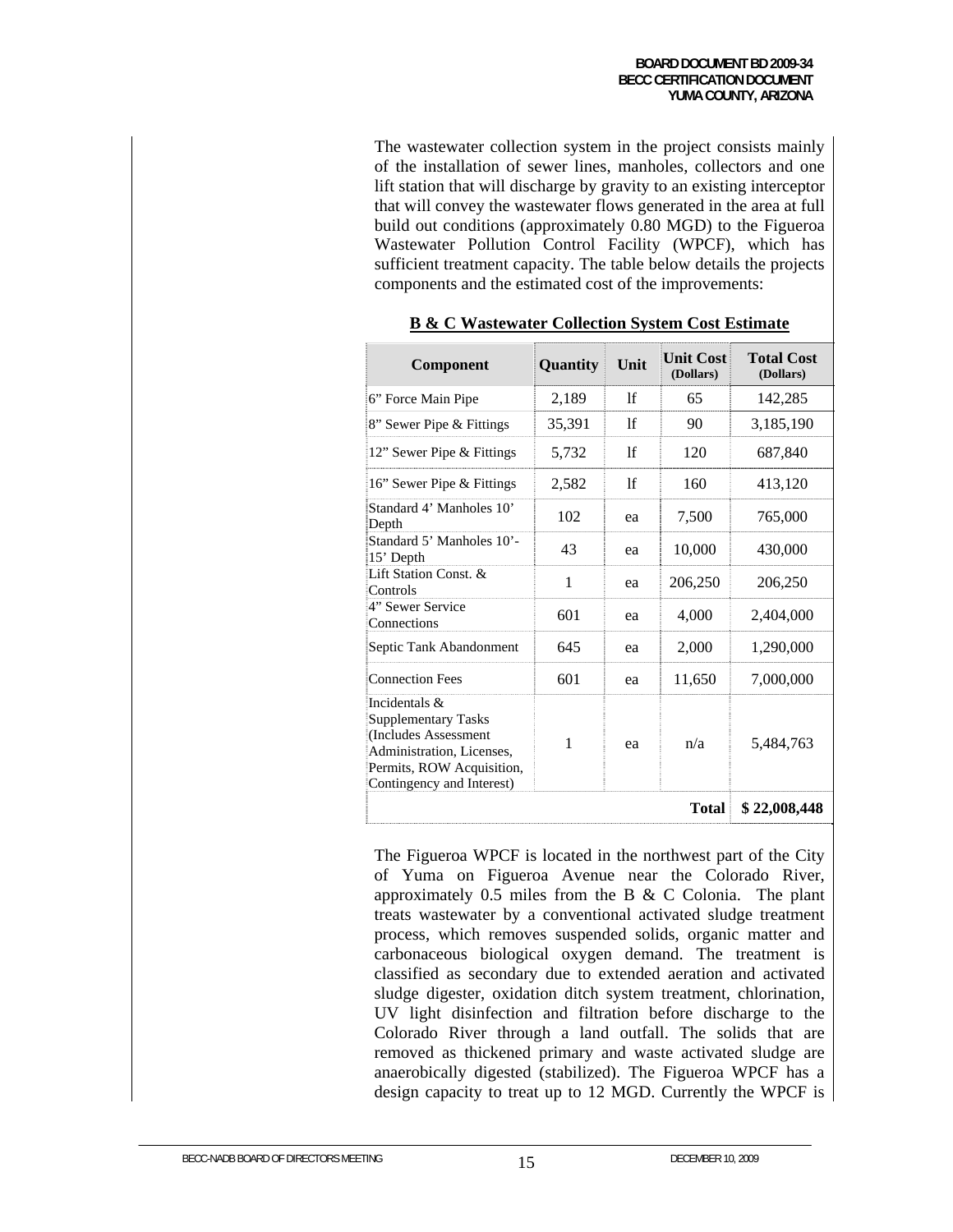The wastewater collection system in the project consists mainly of the installation of sewer lines, manholes, collectors and one lift station that will discharge by gravity to an existing interceptor that will convey the wastewater flows generated in the area at full build out conditions (approximately 0.80 MGD) to the Figueroa Wastewater Pollution Control Facility (WPCF), which has sufficient treatment capacity. The table below details the projects components and the estimated cost of the improvements:

**B & C Wastewater Collection System Cost Estimate**

| Component | Quantity | Unit | Unit Cost (Dollars) | Total Cost (Dollars) |
|---|---|---|---|---|
| 6" Force Main Pipe | 2,189 | lf | 65 | 142,285 |
| 8" Sewer Pipe & Fittings | 35,391 | lf | 90 | 3,185,190 |
| 12" Sewer Pipe & Fittings | 5,732 | lf | 120 | 687,840 |
| 16" Sewer Pipe & Fittings | 2,582 | lf | 160 | 413,120 |
| Standard 4' Manholes 10' Depth | 102 | ea | 7,500 | 765,000 |
| Standard 5' Manholes 10'-15' Depth | 43 | ea | 10,000 | 430,000 |
| Lift Station Const. & Controls | 1 | ea | 206,250 | 206,250 |
| 4" Sewer Service Connections | 601 | ea | 4,000 | 2,404,000 |
| Septic Tank Abandonment | 645 | ea | 2,000 | 1,290,000 |
| Connection Fees | 601 | ea | 11,650 | 7,000,000 |
| Incidentals & Supplementary Tasks (Includes Assessment Administration, Licenses, Permits, ROW Acquisition, Contingency and Interest) | 1 | ea | n/a | 5,484,763 |
| | | | **Total** | **$ 22,008,448** |

The Figueroa WPCF is located in the northwest part of the City of Yuma on Figueroa Avenue near the Colorado River, approximately 0.5 miles from the B & C Colonia. The plant treats wastewater by a conventional activated sludge treatment process, which removes suspended solids, organic matter and carbonaceous biological oxygen demand. The treatment is classified as secondary due to extended aeration and activated sludge digester, oxidation ditch system treatment, chlorination, UV light disinfection and filtration before discharge to the Colorado River through a land outfall. The solids that are removed as thickened primary and waste activated sludge are anaerobically digested (stabilized). The Figueroa WPCF has a design capacity to treat up to 12 MGD. Currently the WPCF is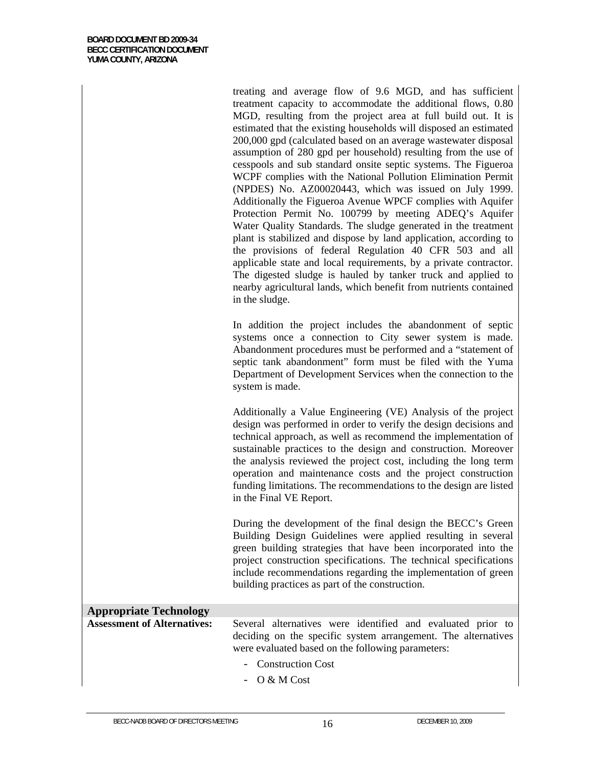treating and average flow of 9.6 MGD, and has sufficient treatment capacity to accommodate the additional flows, 0.80 MGD, resulting from the project area at full build out. It is estimated that the existing households will disposed an estimated 200,000 gpd (calculated based on an average wastewater disposal assumption of 280 gpd per household) resulting from the use of cesspools and sub standard onsite septic systems. The Figueroa WCPF complies with the National Pollution Elimination Permit (NPDES) No. AZ00020443, which was issued on July 1999. Additionally the Figueroa Avenue WPCF complies with Aquifer Protection Permit No. 100799 by meeting ADEQ's Aquifer Water Quality Standards. The sludge generated in the treatment plant is stabilized and dispose by land application, according to the provisions of federal Regulation 40 CFR 503 and all applicable state and local requirements, by a private contractor. The digested sludge is hauled by tanker truck and applied to nearby agricultural lands, which benefit from nutrients contained in the sludge.

In addition the project includes the abandonment of septic systems once a connection to City sewer system is made. Abandonment procedures must be performed and a "statement of septic tank abandonment" form must be filed with the Yuma Department of Development Services when the connection to the system is made.

Additionally a Value Engineering (VE) Analysis of the project design was performed in order to verify the design decisions and technical approach, as well as recommend the implementation of sustainable practices to the design and construction. Moreover the analysis reviewed the project cost, including the long term operation and maintenance costs and the project construction funding limitations. The recommendations to the design are listed in the Final VE Report.

During the development of the final design the BECC's Green Building Design Guidelines were applied resulting in several green building strategies that have been incorporated into the project construction specifications. The technical specifications include recommendations regarding the implementation of green building practices as part of the construction.

## Appropriate Technology

**Assessment of Alternatives:** Several alternatives were identified and evaluated prior to deciding on the specific system arrangement. The alternatives were evaluated based on the following parameters:

- Construction Cost
- O & M Cost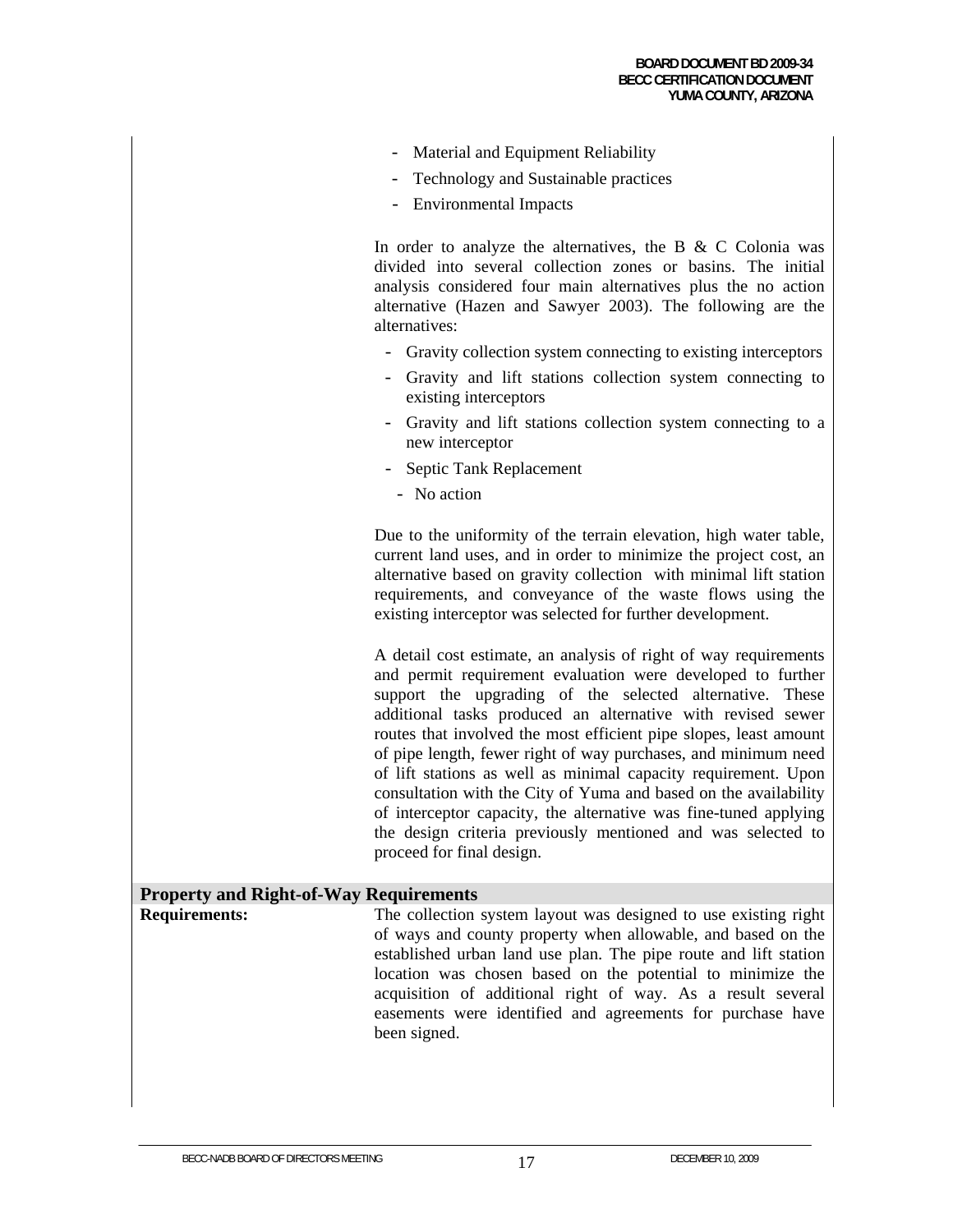- Material and Equipment Reliability
- Technology and Sustainable practices
- Environmental Impacts

In order to analyze the alternatives, the B & C Colonia was divided into several collection zones or basins. The initial analysis considered four main alternatives plus the no action alternative (Hazen and Sawyer 2003). The following are the alternatives:

- Gravity collection system connecting to existing interceptors
- Gravity and lift stations collection system connecting to existing interceptors
- Gravity and lift stations collection system connecting to a new interceptor
- Septic Tank Replacement
- No action

Due to the uniformity of the terrain elevation, high water table, current land uses, and in order to minimize the project cost, an alternative based on gravity collection with minimal lift station requirements, and conveyance of the waste flows using the existing interceptor was selected for further development.

A detail cost estimate, an analysis of right of way requirements and permit requirement evaluation were developed to further support the upgrading of the selected alternative. These additional tasks produced an alternative with revised sewer routes that involved the most efficient pipe slopes, least amount of pipe length, fewer right of way purchases, and minimum need of lift stations as well as minimal capacity requirement. Upon consultation with the City of Yuma and based on the availability of interceptor capacity, the alternative was fine-tuned applying the design criteria previously mentioned and was selected to proceed for final design.

## Property and Right-of-Way Requirements

**Requirements:** The collection system layout was designed to use existing right of ways and county property when allowable, and based on the established urban land use plan. The pipe route and lift station location was chosen based on the potential to minimize the acquisition of additional right of way. As a result several easements were identified and agreements for purchase have been signed.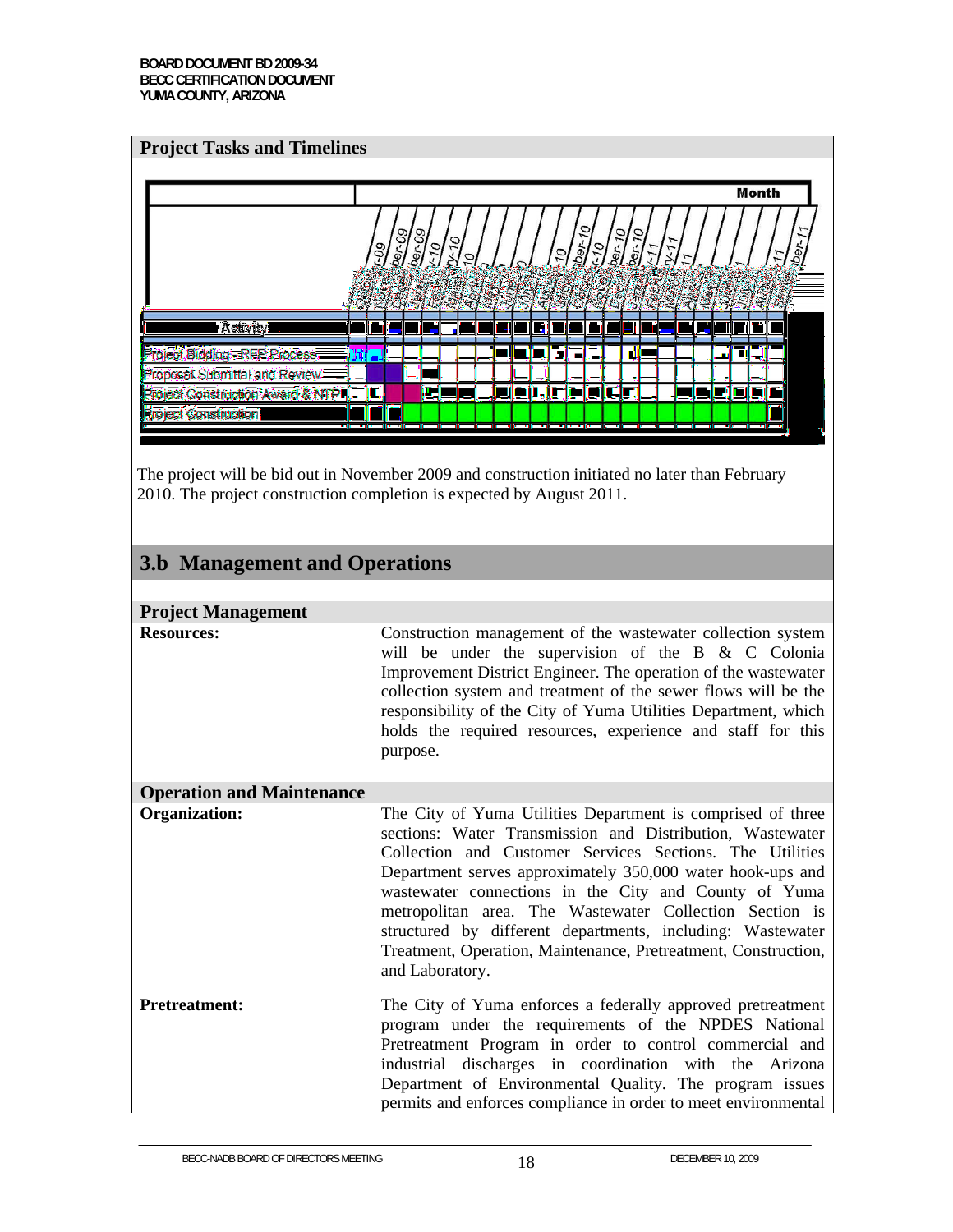## Project Tasks and Timelines

| Activity | Oct-09 | Nov-09 | Dec-09 | Jan-10 | Feb-10 | Mar-10 | Apr-10 | May-10 | Jun-10 | Jul-10 | Aug-10 | Sep-10 | Oct-10 | Nov-10 | Dec-10 | Jan-11 | Feb-11 | Mar-11 | Apr-11 | May-11 | Jun-11 | Jul-11 | Aug-11 | Sep-11 |
|---|---|---|---|---|---|---|---|---|---|---|---|---|---|---|---|---|---|---|---|---|---|---|---|---|
| Project Bidding - RFP Process | X | X | | | | | | | | | | | | | | | | | | | | | | |
| Proposal Submittal and Review | | X | X | | | | | | | | | | | | | | | | | | | | | |
| Project Construction Award & NTP | | | X | X | | | | | | | | | | | | | | | | | | | | |
| Project Construction | | | | X | X | X | X | X | X | X | X | X | X | X | X | X | X | X | X | X | X | X | X | |

The project will be bid out in November 2009 and construction initiated no later than February 2010. The project construction completion is expected by August 2011.

## 3.b Management and Operations

### Project Management

**Resources:** Construction management of the wastewater collection system will be under the supervision of the B & C Colonia Improvement District Engineer. The operation of the wastewater collection system and treatment of the sewer flows will be the responsibility of the City of Yuma Utilities Department, which holds the required resources, experience and staff for this purpose.

### Operation and Maintenance

**Organization:** The City of Yuma Utilities Department is comprised of three sections: Water Transmission and Distribution, Wastewater Collection and Customer Services Sections. The Utilities Department serves approximately 350,000 water hook-ups and wastewater connections in the City and County of Yuma metropolitan area. The Wastewater Collection Section is structured by different departments, including: Wastewater Treatment, Operation, Maintenance, Pretreatment, Construction, and Laboratory.

**Pretreatment:** The City of Yuma enforces a federally approved pretreatment program under the requirements of the NPDES National Pretreatment Program in order to control commercial and industrial discharges in coordination with the Arizona Department of Environmental Quality. The program issues permits and enforces compliance in order to meet environmental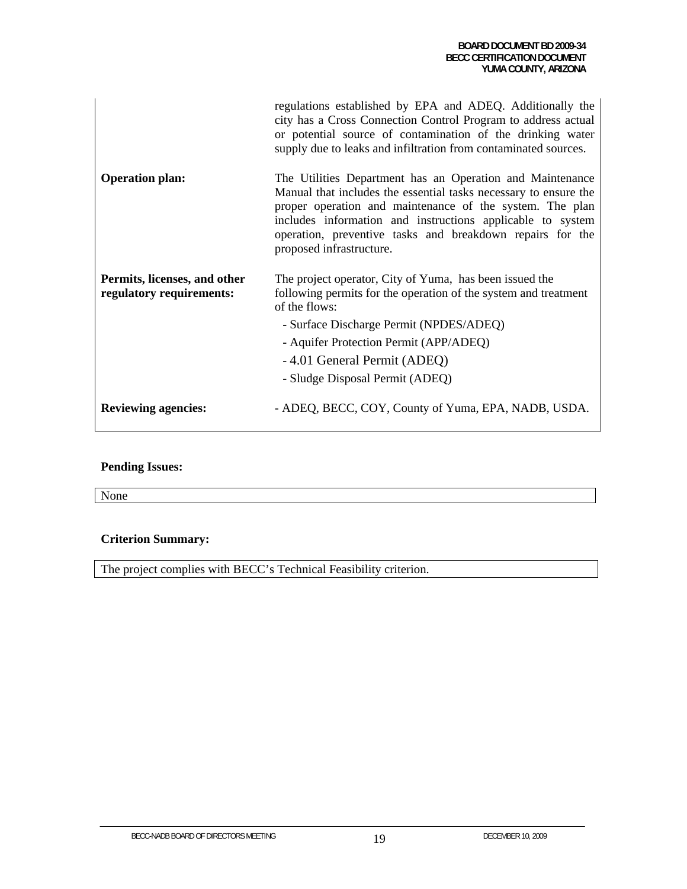| | |
|---|---|
| | regulations established by EPA and ADEQ. Additionally the city has a Cross Connection Control Program to address actual or potential source of contamination of the drinking water supply due to leaks and infiltration from contaminated sources. |
| **Operation plan:** | The Utilities Department has an Operation and Maintenance Manual that includes the essential tasks necessary to ensure the proper operation and maintenance of the system. The plan includes information and instructions applicable to system operation, preventive tasks and breakdown repairs for the proposed infrastructure. |
| **Permits, licenses, and other regulatory requirements:** | The project operator, City of Yuma, has been issued the following permits for the operation of the system and treatment of the flows:<br>- Surface Discharge Permit (NPDES/ADEQ)<br>- Aquifer Protection Permit (APP/ADEQ)<br>- 4.01 General Permit (ADEQ)<br>- Sludge Disposal Permit (ADEQ) |
| **Reviewing agencies:** | - ADEQ, BECC, COY, County of Yuma, EPA, NADB, USDA. |

**Pending Issues:**

None

**Criterion Summary:**

The project complies with BECC's Technical Feasibility criterion.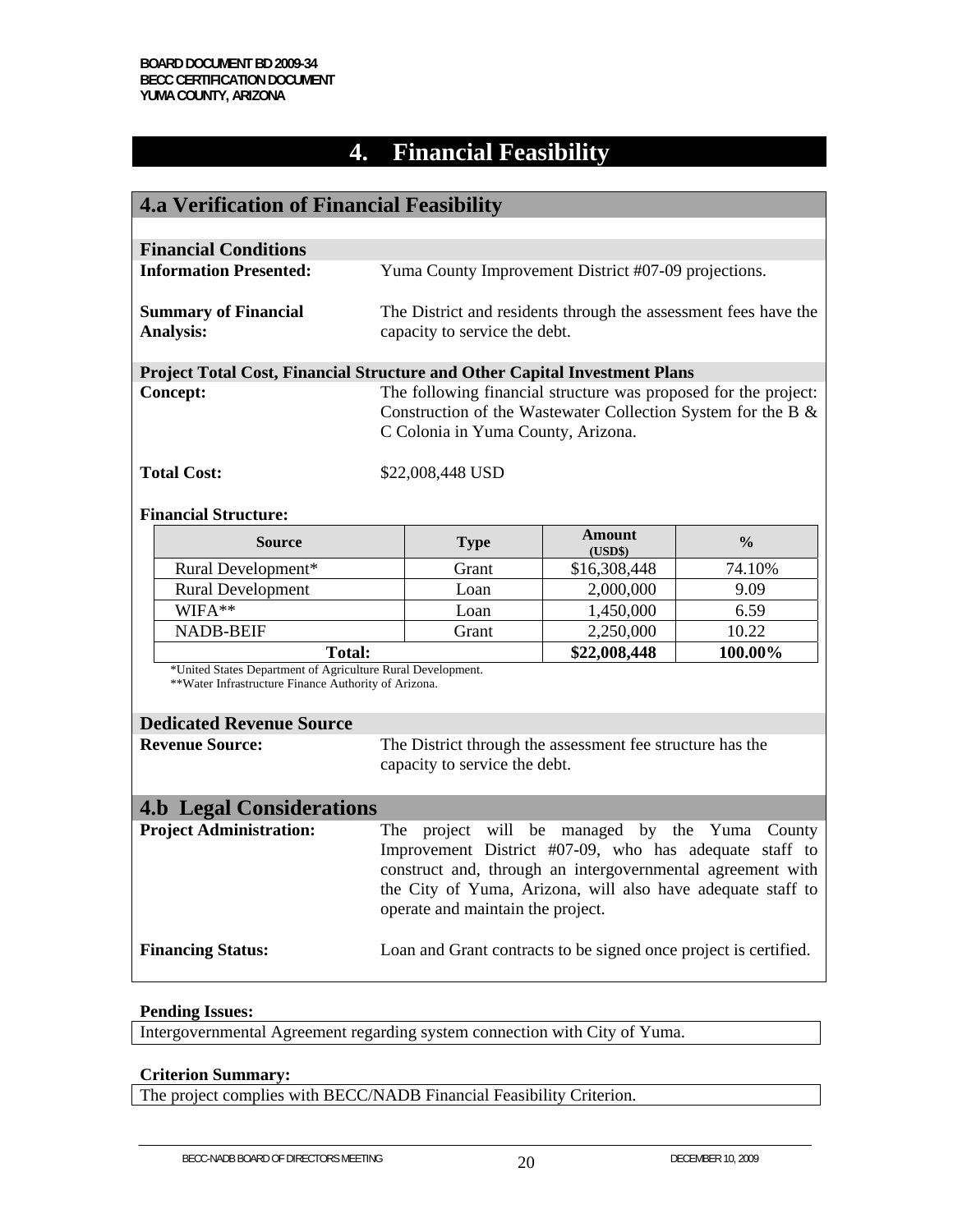# 4. Financial Feasibility

## 4.a Verification of Financial Feasibility

### Financial Conditions

**Information Presented:** Yuma County Improvement District #07-09 projections.

**Summary of Financial Analysis:** The District and residents through the assessment fees have the capacity to service the debt.

### Project Total Cost, Financial Structure and Other Capital Investment Plans

**Concept:** The following financial structure was proposed for the project: Construction of the Wastewater Collection System for the B & C Colonia in Yuma County, Arizona.

**Total Cost:** $22,008,448 USD

**Financial Structure:**

| Source | Type | Amount (USD$) | % |
|---|---|---|---|
| Rural Development* | Grant | $16,308,448 | 74.10% |
| Rural Development | Loan | 2,000,000 | 9.09 |
| WIFA** | Loan | 1,450,000 | 6.59 |
| NADB-BEIF | Grant | 2,250,000 | 10.22 |
| **Total:** | | **$22,008,448** | **100.00%** |

*United States Department of Agriculture Rural Development.
**Water Infrastructure Finance Authority of Arizona.

### Dedicated Revenue Source

**Revenue Source:** The District through the assessment fee structure has the capacity to service the debt.

## 4.b Legal Considerations

**Project Administration:** The project will be managed by the Yuma County Improvement District #07-09, who has adequate staff to construct and, through an intergovernmental agreement with the City of Yuma, Arizona, will also have adequate staff to operate and maintain the project.

**Financing Status:** Loan and Grant contracts to be signed once project is certified.

**Pending Issues:**

Intergovernmental Agreement regarding system connection with City of Yuma.

**Criterion Summary:**

The project complies with BECC/NADB Financial Feasibility Criterion.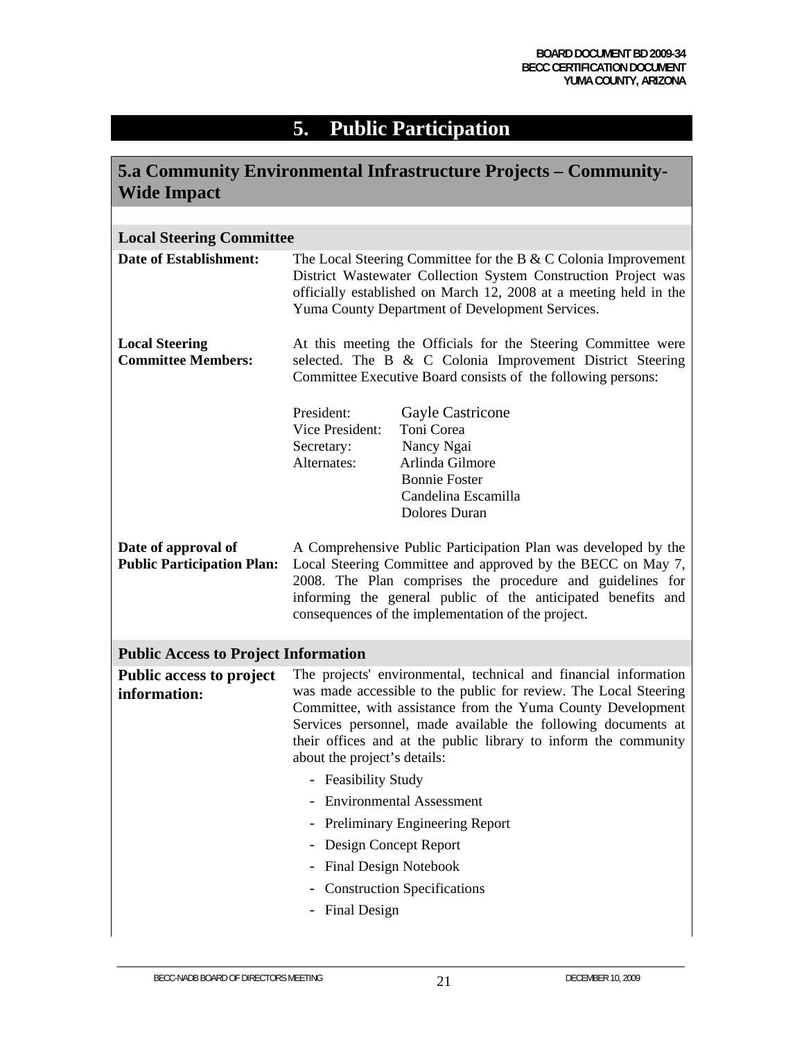# 5. Public Participation

## 5.a Community Environmental Infrastructure Projects – Community-Wide Impact

### Local Steering Committee

**Date of Establishment:** The Local Steering Committee for the B & C Colonia Improvement District Wastewater Collection System Construction Project was officially established on March 12, 2008 at a meeting held in the Yuma County Department of Development Services.

**Local Steering Committee Members:** At this meeting the Officials for the Steering Committee were selected. The B & C Colonia Improvement District Steering Committee Executive Board consists of the following persons:

| | |
|---|---|
| President: | Gayle Castricone |
| Vice President: | Toni Corea |
| Secretary: | Nancy Ngai |
| Alternates: | Arlinda Gilmore |
| | Bonnie Foster |
| | Candelina Escamilla |
| | Dolores Duran |

**Date of approval of Public Participation Plan:** A Comprehensive Public Participation Plan was developed by the Local Steering Committee and approved by the BECC on May 7, 2008. The Plan comprises the procedure and guidelines for informing the general public of the anticipated benefits and consequences of the implementation of the project.

### Public Access to Project Information

**Public access to project information:** The projects' environmental, technical and financial information was made accessible to the public for review. The Local Steering Committee, with assistance from the Yuma County Development Services personnel, made available the following documents at their offices and at the public library to inform the community about the project's details:

- Feasibility Study
- Environmental Assessment
- Preliminary Engineering Report
- Design Concept Report
- Final Design Notebook
- Construction Specifications
- Final Design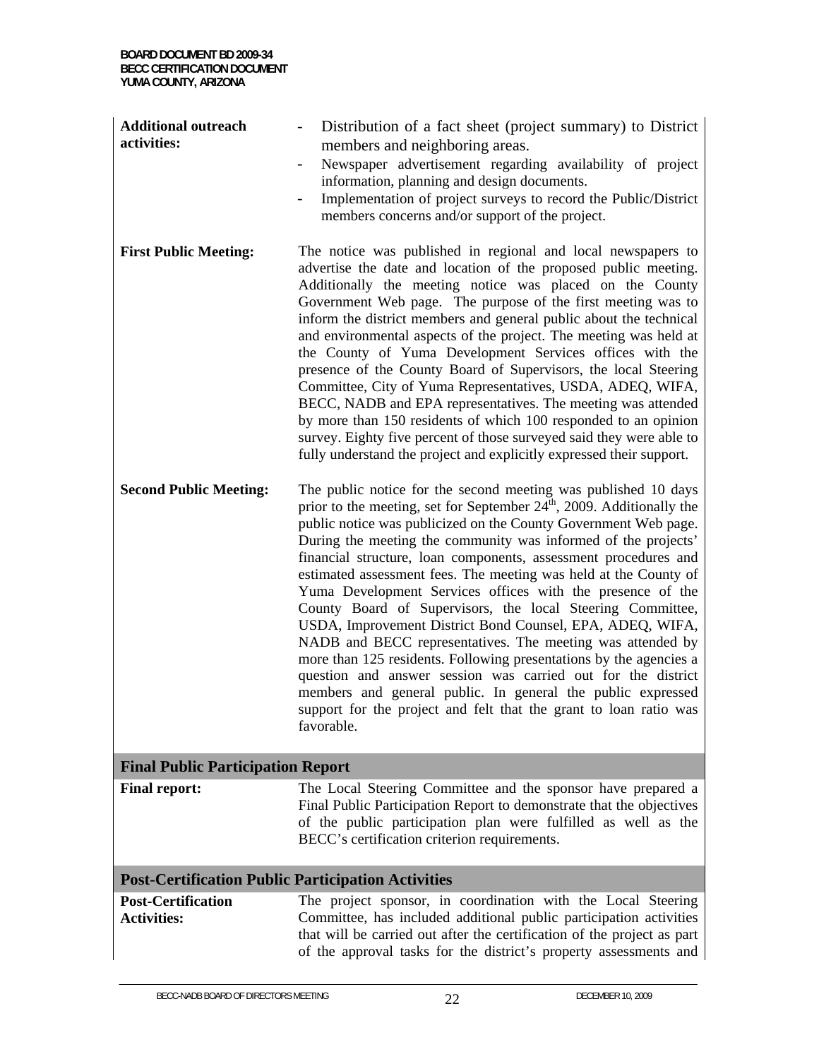| | |
|---|---|
| **Additional outreach activities:** | - Distribution of a fact sheet (project summary) to District members and neighboring areas.<br>- Newspaper advertisement regarding availability of project information, planning and design documents.<br>- Implementation of project surveys to record the Public/District members concerns and/or support of the project. |
| **First Public Meeting:** | The notice was published in regional and local newspapers to advertise the date and location of the proposed public meeting. Additionally the meeting notice was placed on the County Government Web page. The purpose of the first meeting was to inform the district members and general public about the technical and environmental aspects of the project. The meeting was held at the County of Yuma Development Services offices with the presence of the County Board of Supervisors, the local Steering Committee, City of Yuma Representatives, USDA, ADEQ, WIFA, BECC, NADB and EPA representatives. The meeting was attended by more than 150 residents of which 100 responded to an opinion survey. Eighty five percent of those surveyed said they were able to fully understand the project and explicitly expressed their support. |
| **Second Public Meeting:** | The public notice for the second meeting was published 10 days prior to the meeting, set for September 24th, 2009. Additionally the public notice was publicized on the County Government Web page. During the meeting the community was informed of the projects' financial structure, loan components, assessment procedures and estimated assessment fees. The meeting was held at the County of Yuma Development Services offices with the presence of the County Board of Supervisors, the local Steering Committee, USDA, Improvement District Bond Counsel, EPA, ADEQ, WIFA, NADB and BECC representatives. The meeting was attended by more than 125 residents. Following presentations by the agencies a question and answer session was carried out for the district members and general public. In general the public expressed support for the project and felt that the grant to loan ratio was favorable. |

## Final Public Participation Report

| | |
|---|---|
| **Final report:** | The Local Steering Committee and the sponsor have prepared a Final Public Participation Report to demonstrate that the objectives of the public participation plan were fulfilled as well as the BECC's certification criterion requirements. |

## Post-Certification Public Participation Activities

| | |
|---|---|
| **Post-Certification Activities:** | The project sponsor, in coordination with the Local Steering Committee, has included additional public participation activities that will be carried out after the certification of the project as part of the approval tasks for the district's property assessments and |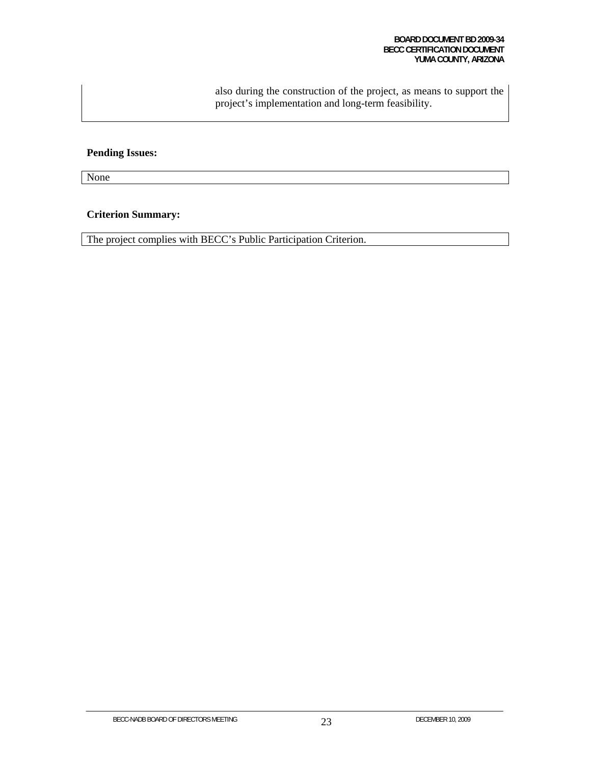| | also during the construction of the project, as means to support the project's implementation and long-term feasibility. |
|---|---|

**Pending Issues:**

| None |
|---|

**Criterion Summary:**

| The project complies with BECC's Public Participation Criterion. |
|---|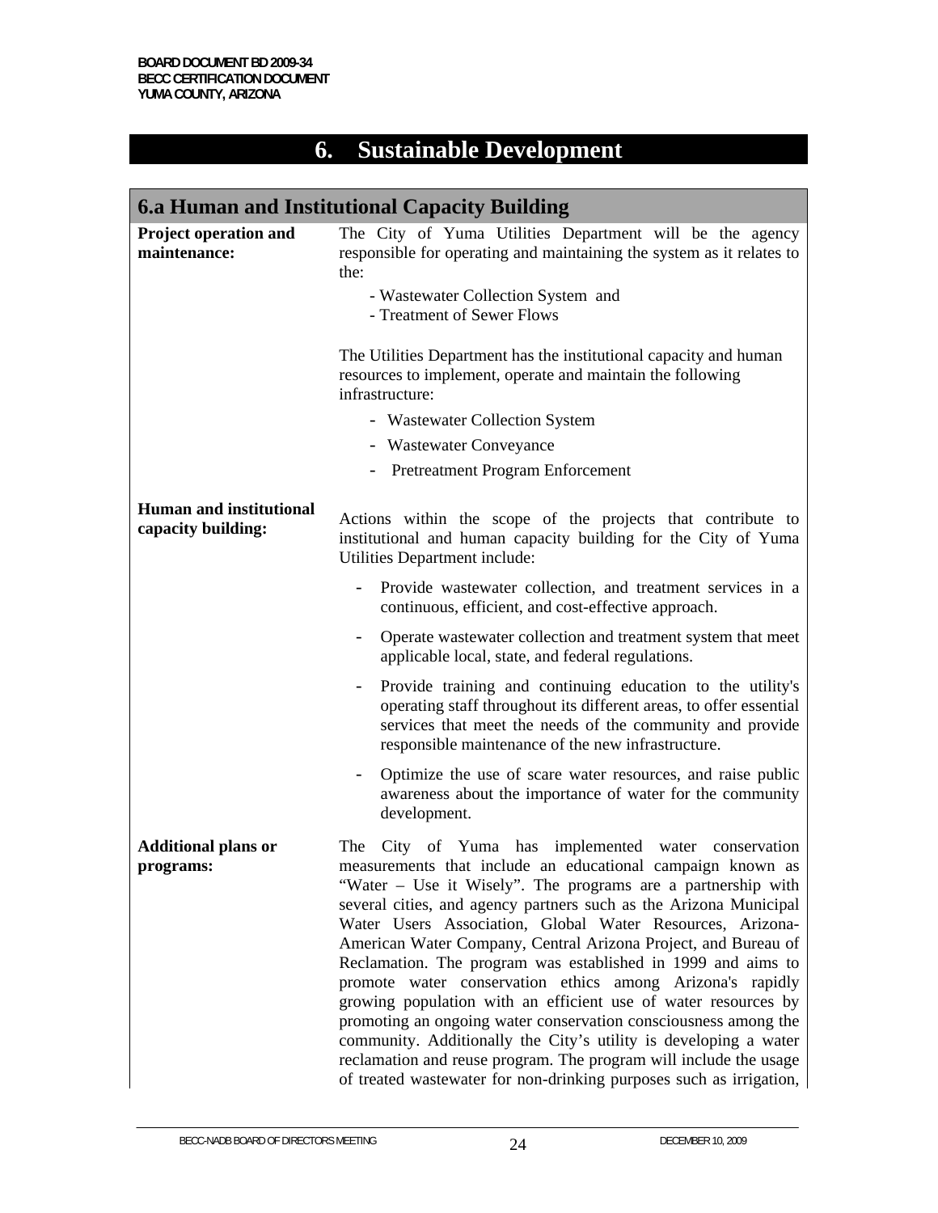# 6. Sustainable Development

## 6.a Human and Institutional Capacity Building

**Project operation and maintenance:**

The City of Yuma Utilities Department will be the agency responsible for operating and maintaining the system as it relates to the:

- Wastewater Collection System and
- Treatment of Sewer Flows

The Utilities Department has the institutional capacity and human resources to implement, operate and maintain the following infrastructure:

- Wastewater Collection System
- Wastewater Conveyance
- Pretreatment Program Enforcement

**Human and institutional capacity building:**

Actions within the scope of the projects that contribute to institutional and human capacity building for the City of Yuma Utilities Department include:

- Provide wastewater collection, and treatment services in a continuous, efficient, and cost-effective approach.
- Operate wastewater collection and treatment system that meet applicable local, state, and federal regulations.
- Provide training and continuing education to the utility's operating staff throughout its different areas, to offer essential services that meet the needs of the community and provide responsible maintenance of the new infrastructure.
- Optimize the use of scare water resources, and raise public awareness about the importance of water for the community development.

**Additional plans or programs:**

The City of Yuma has implemented water conservation measurements that include an educational campaign known as "Water – Use it Wisely". The programs are a partnership with several cities, and agency partners such as the Arizona Municipal Water Users Association, Global Water Resources, Arizona-American Water Company, Central Arizona Project, and Bureau of Reclamation. The program was established in 1999 and aims to promote water conservation ethics among Arizona's rapidly growing population with an efficient use of water resources by promoting an ongoing water conservation consciousness among the community. Additionally the City's utility is developing a water reclamation and reuse program. The program will include the usage of treated wastewater for non-drinking purposes such as irrigation,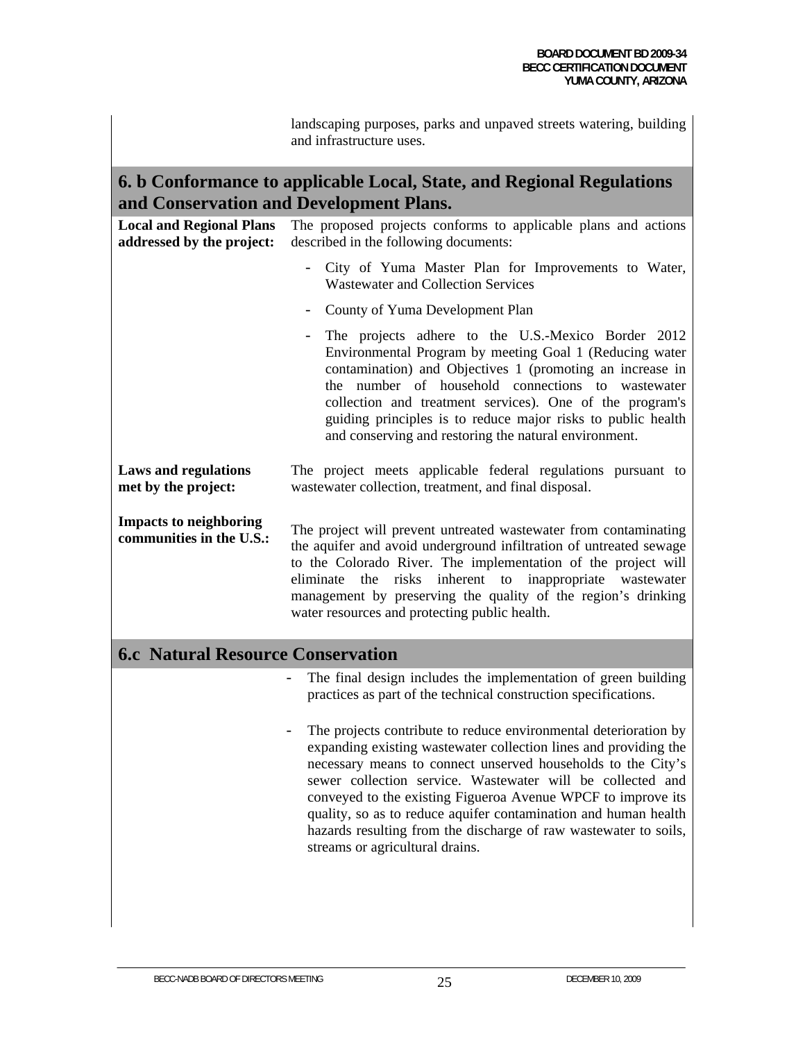landscaping purposes, parks and unpaved streets watering, building and infrastructure uses.

## 6. b Conformance to applicable Local, State, and Regional Regulations and Conservation and Development Plans.

**Local and Regional Plans addressed by the project:** The proposed projects conforms to applicable plans and actions described in the following documents:

- City of Yuma Master Plan for Improvements to Water, Wastewater and Collection Services
- County of Yuma Development Plan
- The projects adhere to the U.S.-Mexico Border 2012 Environmental Program by meeting Goal 1 (Reducing water contamination) and Objectives 1 (promoting an increase in the number of household connections to wastewater collection and treatment services). One of the program's guiding principles is to reduce major risks to public health and conserving and restoring the natural environment.

**Laws and regulations met by the project:** The project meets applicable federal regulations pursuant to wastewater collection, treatment, and final disposal.

**Impacts to neighboring communities in the U.S.:** The project will prevent untreated wastewater from contaminating the aquifer and avoid underground infiltration of untreated sewage to the Colorado River. The implementation of the project will eliminate the risks inherent to inappropriate wastewater management by preserving the quality of the region's drinking water resources and protecting public health.

## 6.c Natural Resource Conservation

- The final design includes the implementation of green building practices as part of the technical construction specifications.
- The projects contribute to reduce environmental deterioration by expanding existing wastewater collection lines and providing the necessary means to connect unserved households to the City's sewer collection service. Wastewater will be collected and conveyed to the existing Figueroa Avenue WPCF to improve its quality, so as to reduce aquifer contamination and human health hazards resulting from the discharge of raw wastewater to soils, streams or agricultural drains.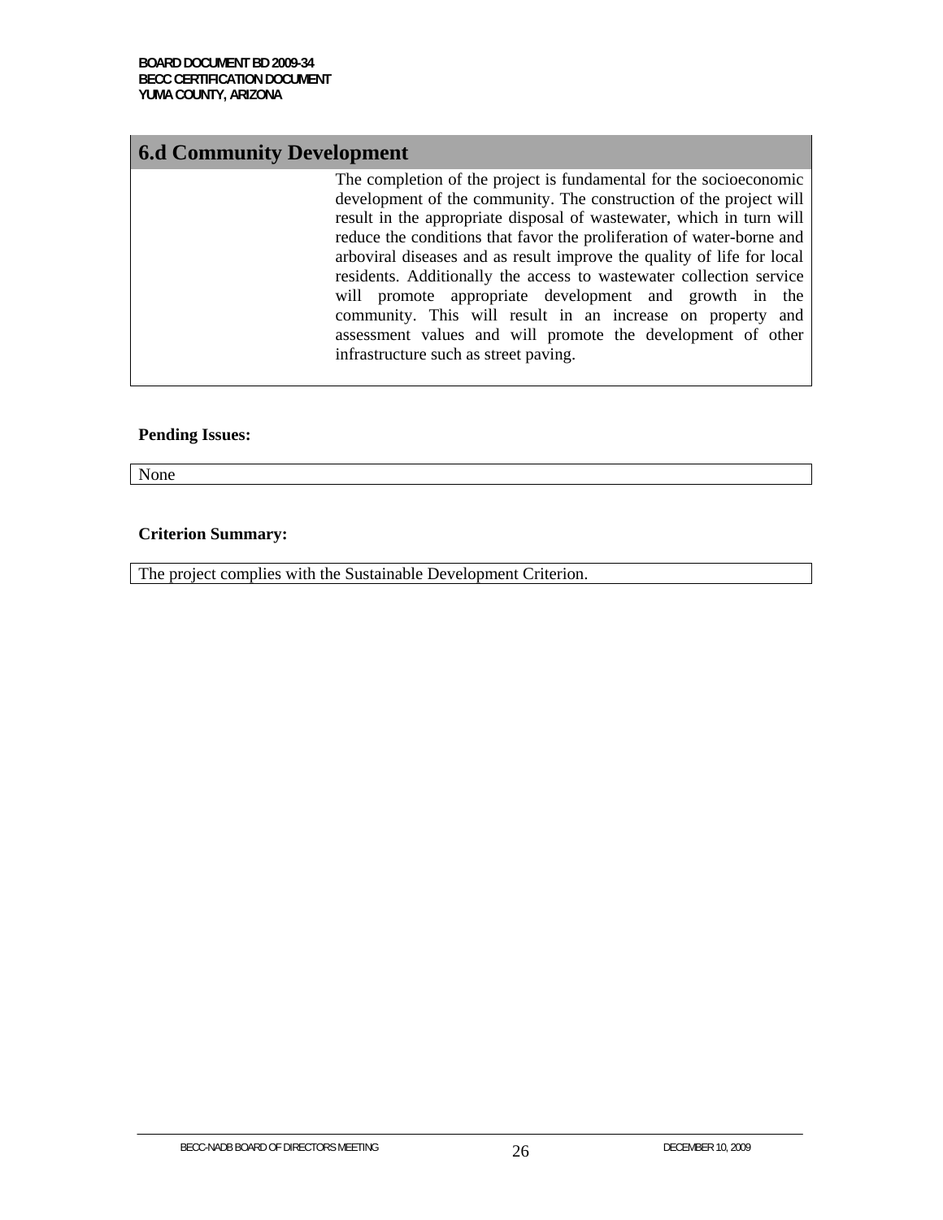## 6.d Community Development

The completion of the project is fundamental for the socioeconomic development of the community. The construction of the project will result in the appropriate disposal of wastewater, which in turn will reduce the conditions that favor the proliferation of water-borne and arboviral diseases and as result improve the quality of life for local residents. Additionally the access to wastewater collection service will promote appropriate development and growth in the community. This will result in an increase on property and assessment values and will promote the development of other infrastructure such as street paving.

**Pending Issues:**

None

**Criterion Summary:**

The project complies with the Sustainable Development Criterion.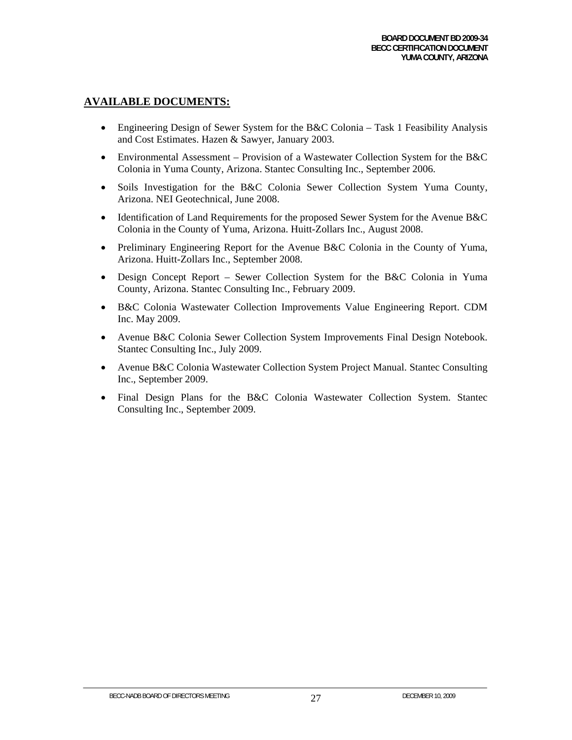## AVAILABLE DOCUMENTS:

- Engineering Design of Sewer System for the B&C Colonia – Task 1 Feasibility Analysis and Cost Estimates. Hazen & Sawyer, January 2003.
- Environmental Assessment – Provision of a Wastewater Collection System for the B&C Colonia in Yuma County, Arizona. Stantec Consulting Inc., September 2006.
- Soils Investigation for the B&C Colonia Sewer Collection System Yuma County, Arizona. NEI Geotechnical, June 2008.
- Identification of Land Requirements for the proposed Sewer System for the Avenue B&C Colonia in the County of Yuma, Arizona. Huitt-Zollars Inc., August 2008.
- Preliminary Engineering Report for the Avenue B&C Colonia in the County of Yuma, Arizona. Huitt-Zollars Inc., September 2008.
- Design Concept Report – Sewer Collection System for the B&C Colonia in Yuma County, Arizona. Stantec Consulting Inc., February 2009.
- B&C Colonia Wastewater Collection Improvements Value Engineering Report. CDM Inc. May 2009.
- Avenue B&C Colonia Sewer Collection System Improvements Final Design Notebook. Stantec Consulting Inc., July 2009.
- Avenue B&C Colonia Wastewater Collection System Project Manual. Stantec Consulting Inc., September 2009.
- Final Design Plans for the B&C Colonia Wastewater Collection System. Stantec Consulting Inc., September 2009.